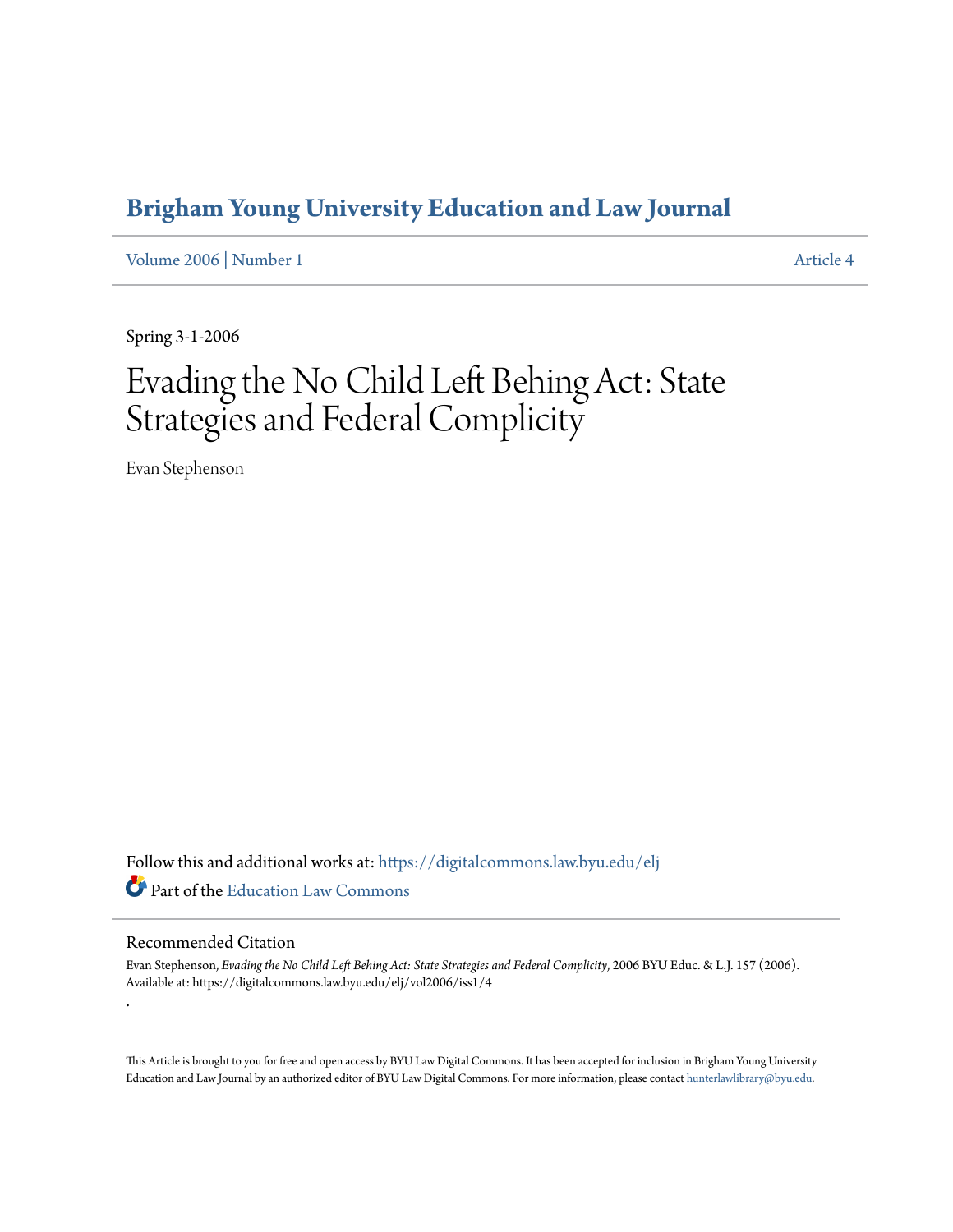# Brigham Young University Education and Law Journal

Volume 2006 | Number 1 Article 4

Spring 3-1-2006

# Evading the No Child Left Behing Act: State Strategies and Federal Complicity

Evan Stephenson

Follow this and additional works at: https://digitalcommons.law.byu.edu/elj

Part of the Education Law Commons

## Recommended Citation

Evan Stephenson, *Evading the No Child Left Behing Act: State Strategies and Federal Complicity*, 2006 BYU Educ. & L.J. 157 (2006).
Available at: https://digitalcommons.law.byu.edu/elj/vol2006/iss1/4

.

This Article is brought to you for free and open access by BYU Law Digital Commons. It has been accepted for inclusion in Brigham Young University Education and Law Journal by an authorized editor of BYU Law Digital Commons. For more information, please contact hunterlawlibrary@byu.edu.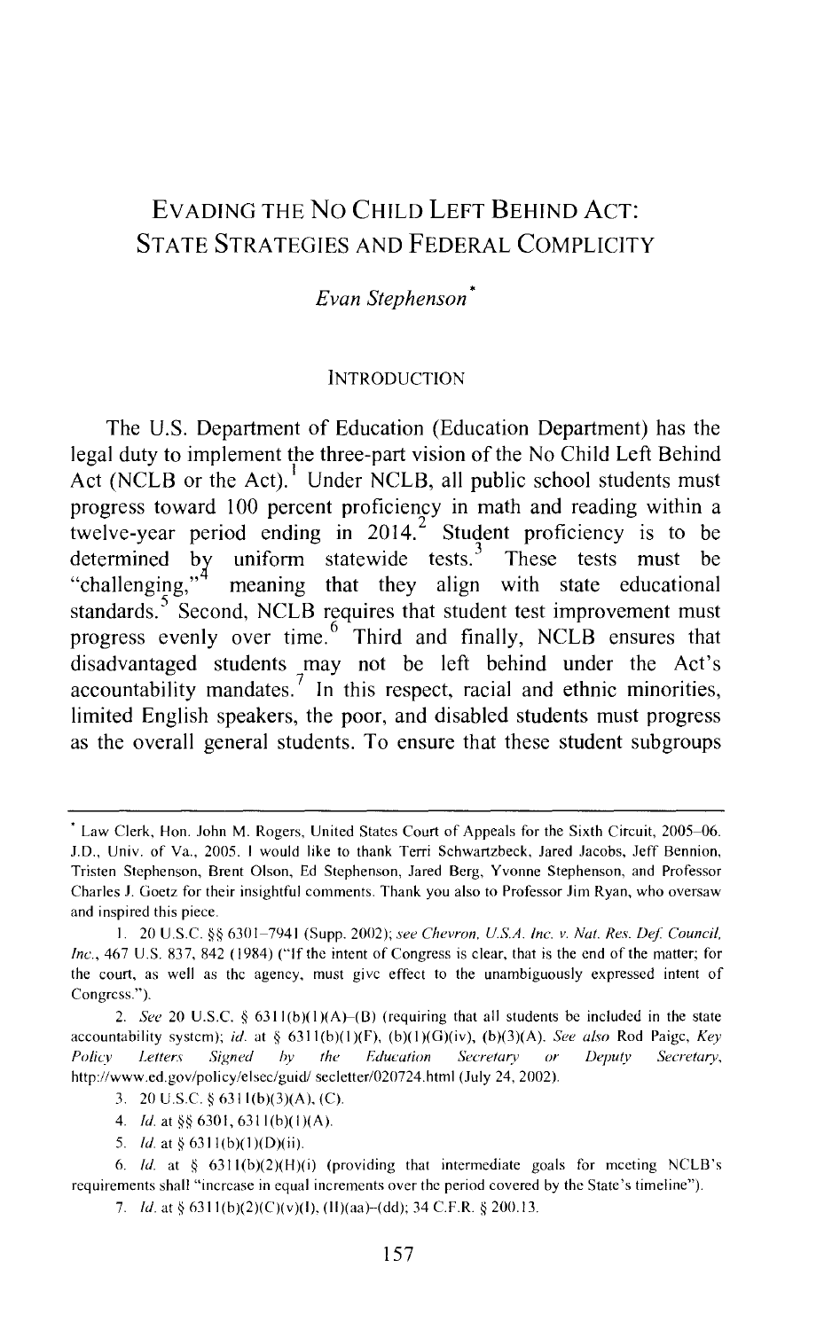# EVADING THE NO CHILD LEFT BEHIND ACT: STATE STRATEGIES AND FEDERAL COMPLICITY

*Evan Stephenson*[*]

## INTRODUCTION

The U.S. Department of Education (Education Department) has the legal duty to implement the three-part vision of the No Child Left Behind Act (NCLB or the Act).[1] Under NCLB, all public school students must progress toward 100 percent proficiency in math and reading within a twelve-year period ending in 2014.[2] Student proficiency is to be determined by uniform statewide tests.[3] These tests must be "challenging,"[4] meaning that they align with state educational standards.[5] Second, NCLB requires that student test improvement must progress evenly over time.[6] Third and finally, NCLB ensures that disadvantaged students may not be left behind under the Act's accountability mandates.[7] In this respect, racial and ethnic minorities, limited English speakers, the poor, and disabled students must progress as the overall general students. To ensure that these student subgroups

---

[*] Law Clerk, Hon. John M. Rogers, United States Court of Appeals for the Sixth Circuit, 2005–06. J.D., Univ. of Va., 2005. I would like to thank Terri Schwartzbeck, Jared Jacobs, Jeff Bennion, Tristen Stephenson, Brent Olson, Ed Stephenson, Jared Berg, Yvonne Stephenson, and Professor Charles J. Goetz for their insightful comments. Thank you also to Professor Jim Ryan, who oversaw and inspired this piece.

1. 20 U.S.C. §§ 6301–7941 (Supp. 2002); *see Chevron, U.S.A. Inc. v. Nat. Res. Def. Council, Inc.*, 467 U.S. 837, 842 (1984) ("If the intent of Congress is clear, that is the end of the matter; for the court, as well as the agency, must give effect to the unambiguously expressed intent of Congress.").

2. *See* 20 U.S.C. § 6311(b)(1)(A)–(B) (requiring that all students be included in the state accountability system); *id.* at § 6311(b)(1)(F), (b)(1)(G)(iv), (b)(3)(A). *See also* Rod Paige, *Key Policy Letters Signed by the Education Secretary or Deputy Secretary*, http://www.ed.gov/policy/elsec/guid/ secletter/020724.html (July 24, 2002).

3. 20 U.S.C. § 6311(b)(3)(A), (C).

4. *Id.* at §§ 6301, 6311(b)(1)(A).

5. *Id.* at § 6311(b)(1)(D)(ii).

6. *Id.* at § 6311(b)(2)(H)(i) (providing that intermediate goals for meeting NCLB's requirements shall "increase in equal increments over the period covered by the State's timeline").

7. *Id.* at § 6311(b)(2)(C)(v)(I), (II)(aa)–(dd); 34 C.F.R. § 200.13.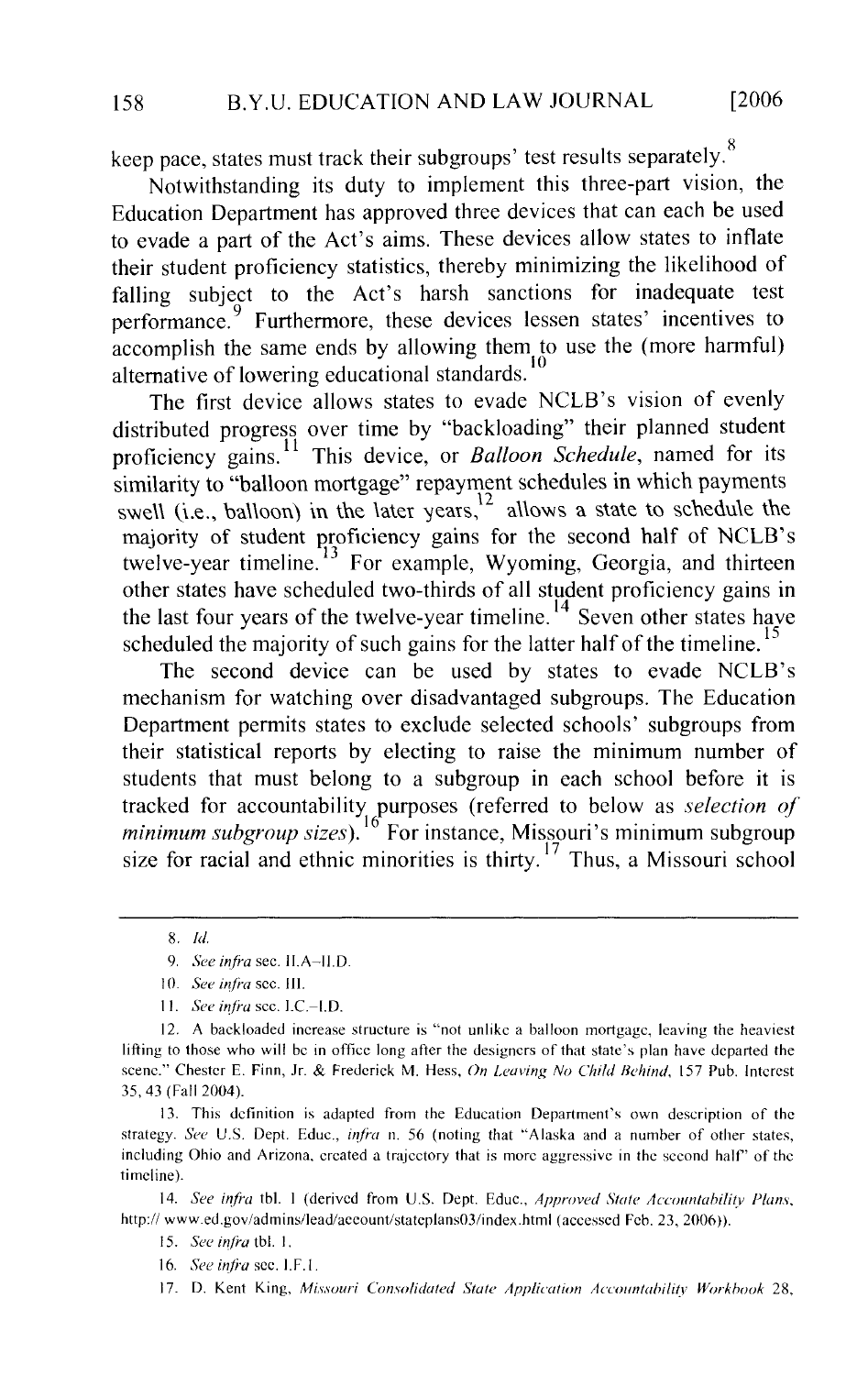keep pace, states must track their subgroups' test results separately.[8]

Notwithstanding its duty to implement this three-part vision, the Education Department has approved three devices that can each be used to evade a part of the Act's aims. These devices allow states to inflate their student proficiency statistics, thereby minimizing the likelihood of falling subject to the Act's harsh sanctions for inadequate test performance.[9] Furthermore, these devices lessen states' incentives to accomplish the same ends by allowing them to use the (more harmful) alternative of lowering educational standards.[10]

The first device allows states to evade NCLB's vision of evenly distributed progress over time by "backloading" their planned student proficiency gains.[11] This device, or *Balloon Schedule*, named for its similarity to "balloon mortgage" repayment schedules in which payments swell (i.e., balloon) in the later years,[12] allows a state to schedule the majority of student proficiency gains for the second half of NCLB's twelve-year timeline.[13] For example, Wyoming, Georgia, and thirteen other states have scheduled two-thirds of all student proficiency gains in the last four years of the twelve-year timeline.[14] Seven other states have scheduled the majority of such gains for the latter half of the timeline.[15]

The second device can be used by states to evade NCLB's mechanism for watching over disadvantaged subgroups. The Education Department permits states to exclude selected schools' subgroups from their statistical reports by electing to raise the minimum number of students that must belong to a subgroup in each school before it is tracked for accountability purposes (referred to below as *selection of minimum subgroup sizes*).[16] For instance, Missouri's minimum subgroup size for racial and ethnic minorities is thirty.[17] Thus, a Missouri school

---

8. *Id.*

9. *See infra* sec. II.A–II.D.

10. *See infra* sec. III.

11. *See infra* sec. I.C.–I.D.

12. A backloaded increase structure is "not unlike a balloon mortgage, leaving the heaviest lifting to those who will be in office long after the designers of that state's plan have departed the scene." Chester E. Finn, Jr. & Frederick M. Hess, *On Leaving No Child Behind*, 157 Pub. Interest 35, 43 (Fall 2004).

13. This definition is adapted from the Education Department's own description of the strategy. *See* U.S. Dept. Educ., *infra* n. 56 (noting that "Alaska and a number of other states, including Ohio and Arizona, created a trajectory that is more aggressive in the second half" of the timeline).

14. *See infra* tbl. 1 (derived from U.S. Dept. Educ., *Approved State Accountability Plans*, http://www.ed.gov/admins/lead/account/stateplans03/index.html (accessed Feb. 23, 2006)).

15. *See infra* tbl. 1.

16. *See infra* sec. I.F.1.

17. D. Kent King, *Missouri Consolidated State Application Accountability Workbook* 28,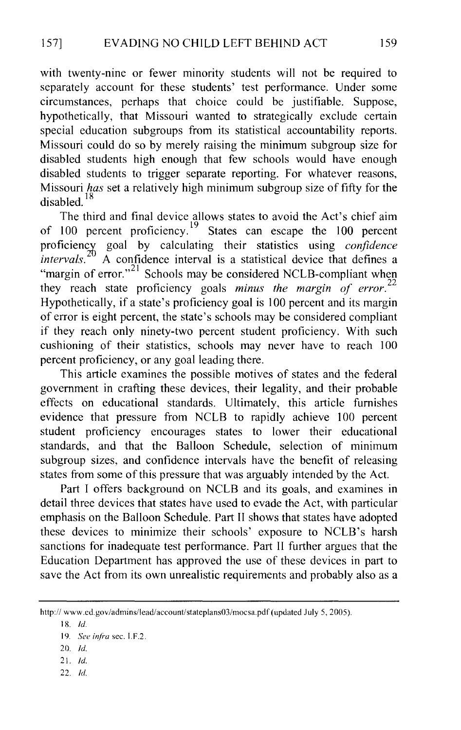with twenty-nine or fewer minority students will not be required to separately account for these students' test performance. Under some circumstances, perhaps that choice could be justifiable. Suppose, hypothetically, that Missouri wanted to strategically exclude certain special education subgroups from its statistical accountability reports. Missouri could do so by merely raising the minimum subgroup size for disabled students high enough that few schools would have enough disabled students to trigger separate reporting. For whatever reasons, Missouri *has* set a relatively high minimum subgroup size of fifty for the disabled.[18]

The third and final device allows states to avoid the Act's chief aim of 100 percent proficiency.[19] States can escape the 100 percent proficiency goal by calculating their statistics using *confidence intervals*.[20] A confidence interval is a statistical device that defines a "margin of error."[21] Schools may be considered NCLB-compliant when they reach state proficiency goals *minus the margin of error*.[22] Hypothetically, if a state's proficiency goal is 100 percent and its margin of error is eight percent, the state's schools may be considered compliant if they reach only ninety-two percent student proficiency. With such cushioning of their statistics, schools may never have to reach 100 percent proficiency, or any goal leading there.

This article examines the possible motives of states and the federal government in crafting these devices, their legality, and their probable effects on educational standards. Ultimately, this article furnishes evidence that pressure from NCLB to rapidly achieve 100 percent student proficiency encourages states to lower their educational standards, and that the Balloon Schedule, selection of minimum subgroup sizes, and confidence intervals have the benefit of releasing states from some of this pressure that was arguably intended by the Act.

Part I offers background on NCLB and its goals, and examines in detail three devices that states have used to evade the Act, with particular emphasis on the Balloon Schedule. Part II shows that states have adopted these devices to minimize their schools' exposure to NCLB's harsh sanctions for inadequate test performance. Part II further argues that the Education Department has approved the use of these devices in part to save the Act from its own unrealistic requirements and probably also as a

---

http:// www.ed.gov/admins/lead/account/stateplans03/mocsa.pdf (updated July 5, 2005).

18. *Id.*

19. *See infra* sec. I.F.2.

20. *Id.*

21. *Id.*

22. *Id.*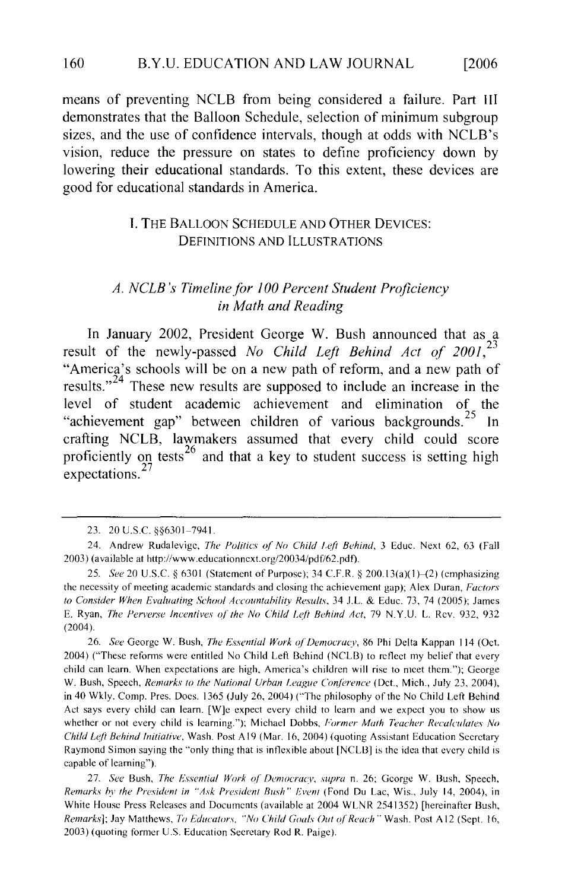means of preventing NCLB from being considered a failure. Part III demonstrates that the Balloon Schedule, selection of minimum subgroup sizes, and the use of confidence intervals, though at odds with NCLB's vision, reduce the pressure on states to define proficiency down by lowering their educational standards. To this extent, these devices are good for educational standards in America.

## I. THE BALLOON SCHEDULE AND OTHER DEVICES: DEFINITIONS AND ILLUSTRATIONS

### *A. NCLB's Timeline for 100 Percent Student Proficiency in Math and Reading*

In January 2002, President George W. Bush announced that as a result of the newly-passed *No Child Left Behind Act of 2001*,[23] "America's schools will be on a new path of reform, and a new path of results."[24] These new results are supposed to include an increase in the level of student academic achievement and elimination of the "achievement gap" between children of various backgrounds.[25] In crafting NCLB, lawmakers assumed that every child could score proficiently on tests[26] and that a key to student success is setting high expectations.[27]

---

23. 20 U.S.C. §§6301–7941.

24. Andrew Rudalevige, *The Politics of No Child Left Behind*, 3 Educ. Next 62, 63 (Fall 2003) (available at http://www.educationnext.org/20034/pdf/62.pdf).

25. *See* 20 U.S.C. § 6301 (Statement of Purpose); 34 C.F.R. § 200.13(a)(1)–(2) (emphasizing the necessity of meeting academic standards and closing the achievement gap); Alex Duran, *Factors to Consider When Evaluating School Accountability Results*, 34 J.L. & Educ. 73, 74 (2005); James E. Ryan, *The Perverse Incentives of the No Child Left Behind Act*, 79 N.Y.U. L. Rev. 932, 932 (2004).

26. *See* George W. Bush, *The Essential Work of Democracy*, 86 Phi Delta Kappan 114 (Oct. 2004) ("These reforms were entitled No Child Left Behind (NCLB) to reflect my belief that every child can learn. When expectations are high, America's children will rise to meet them."); George W. Bush, Speech, *Remarks to the National Urban League Conference* (Det., Mich., July 23, 2004), in 40 Wkly. Comp. Pres. Docs. 1365 (July 26, 2004) ("The philosophy of the No Child Left Behind Act says every child can learn. [W]e expect every child to learn and we expect you to show us whether or not every child is learning."); Michael Dobbs, *Former Math Teacher Recalculates No Child Left Behind Initiative*, Wash. Post A19 (Mar. 16, 2004) (quoting Assistant Education Secretary Raymond Simon saying the "only thing that is inflexible about [NCLB] is the idea that every child is capable of learning").

27. *See* Bush, *The Essential Work of Democracy*, *supra* n. 26; George W. Bush, Speech, *Remarks by the President in "Ask President Bush" Event* (Fond Du Lac, Wis., July 14, 2004), in White House Press Releases and Documents (available at 2004 WLNR 2541352) [hereinafter Bush, *Remarks*]; Jay Matthews, *To Educators, "No Child Goals Out of Reach"* Wash. Post A12 (Sept. 16, 2003) (quoting former U.S. Education Secretary Rod R. Paige).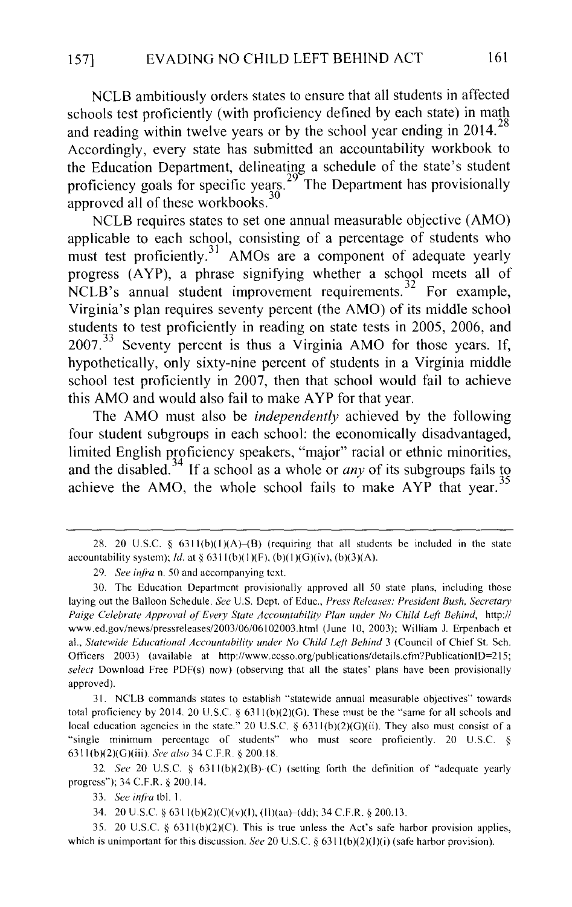NCLB ambitiously orders states to ensure that all students in affected schools test proficiently (with proficiency defined by each state) in math and reading within twelve years or by the school year ending in 2014.[28] Accordingly, every state has submitted an accountability workbook to the Education Department, delineating a schedule of the state's student proficiency goals for specific years.[29] The Department has provisionally approved all of these workbooks.[30]

NCLB requires states to set one annual measurable objective (AMO) applicable to each school, consisting of a percentage of students who must test proficiently.[31] AMOs are a component of adequate yearly progress (AYP), a phrase signifying whether a school meets all of NCLB's annual student improvement requirements.[32] For example, Virginia's plan requires seventy percent (the AMO) of its middle school students to test proficiently in reading on state tests in 2005, 2006, and 2007.[33] Seventy percent is thus a Virginia AMO for those years. If, hypothetically, only sixty-nine percent of students in a Virginia middle school test proficiently in 2007, then that school would fail to achieve this AMO and would also fail to make AYP for that year.

The AMO must also be *independently* achieved by the following four student subgroups in each school: the economically disadvantaged, limited English proficiency speakers, "major" racial or ethnic minorities, and the disabled.[34] If a school as a whole or *any* of its subgroups fails to achieve the AMO, the whole school fails to make AYP that year.[35]

---

28. 20 U.S.C. § 6311(b)(1)(A)–(B) (requiring that all students be included in the state accountability system); *Id.* at § 6311(b)(1)(F), (b)(1)(G)(iv), (b)(3)(A).

29. *See infra* n. 50 and accompanying text.

30. The Education Department provisionally approved all 50 state plans, including those laying out the Balloon Schedule. *See* U.S. Dept. of Educ., *Press Releases: President Bush, Secretary Paige Celebrate Approval of Every State Accountability Plan under No Child Left Behind*, http://www.ed.gov/news/pressreleases/2003/06/06102003.html (June 10, 2003); William J. Erpenbach et al., *Statewide Educational Accountability under No Child Left Behind* 3 (Council of Chief St. Sch. Officers 2003) (available at http://www.ccsso.org/publications/details.cfm?PublicationID=215; *select* Download Free PDF(s) now) (observing that all the states' plans have been provisionally approved).

31. NCLB commands states to establish "statewide annual measurable objectives" towards total proficiency by 2014. 20 U.S.C. § 6311(b)(2)(G). These must be the "same for all schools and local education agencies in the state." 20 U.S.C. § 6311(b)(2)(G)(ii). They also must consist of a "single minimum percentage of students" who must score proficiently. 20 U.S.C. § 6311(b)(2)(G)(iii). *See also* 34 C.F.R. § 200.18.

32. *See* 20 U.S.C. § 6311(b)(2)(B)–(C) (setting forth the definition of "adequate yearly progress"); 34 C.F.R. § 200.14.

33. *See infra* tbl. 1.

34. 20 U.S.C. § 6311(b)(2)(C)(v)(I), (II)(aa)–(dd); 34 C.F.R. § 200.13.

35. 20 U.S.C. § 6311(b)(2)(C). This is true unless the Act's safe harbor provision applies, which is unimportant for this discussion. *See* 20 U.S.C. § 6311(b)(2)(I)(i) (safe harbor provision).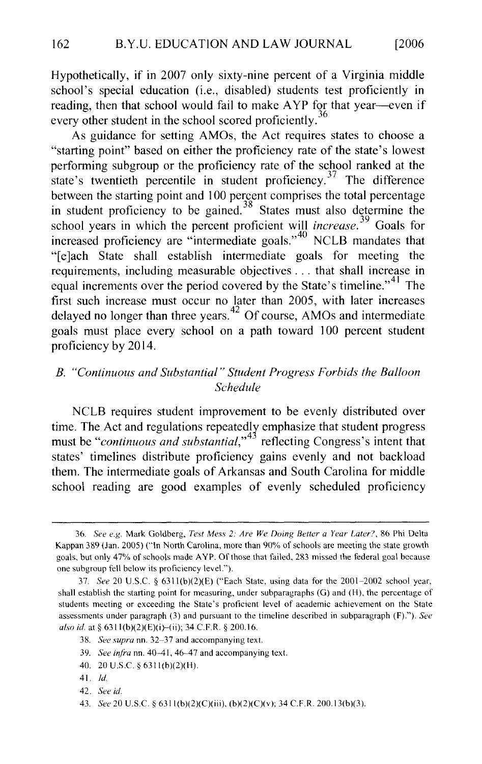Hypothetically, if in 2007 only sixty-nine percent of a Virginia middle school's special education (i.e., disabled) students test proficiently in reading, then that school would fail to make AYP for that year—even if every other student in the school scored proficiently.[36]

As guidance for setting AMOs, the Act requires states to choose a "starting point" based on either the proficiency rate of the state's lowest performing subgroup or the proficiency rate of the school ranked at the state's twentieth percentile in student proficiency.[37] The difference between the starting point and 100 percent comprises the total percentage in student proficiency to be gained.[38] States must also determine the school years in which the percent proficient will *increase*.[39] Goals for increased proficiency are "intermediate goals."[40] NCLB mandates that "[e]ach State shall establish intermediate goals for meeting the requirements, including measurable objectives . . . that shall increase in equal increments over the period covered by the State's timeline."[41] The first such increase must occur no later than 2005, with later increases delayed no longer than three years.[42] Of course, AMOs and intermediate goals must place every school on a path toward 100 percent student proficiency by 2014.

### *B. "Continuous and Substantial" Student Progress Forbids the Balloon Schedule*

NCLB requires student improvement to be evenly distributed over time. The Act and regulations repeatedly emphasize that student progress must be "*continuous and substantial*,"[43] reflecting Congress's intent that states' timelines distribute proficiency gains evenly and not backload them. The intermediate goals of Arkansas and South Carolina for middle school reading are good examples of evenly scheduled proficiency

---

36. *See e.g.* Mark Goldberg, *Test Mess 2: Are We Doing Better a Year Later?*, 86 Phi Delta Kappan 389 (Jan. 2005) ("In North Carolina, more than 90% of schools are meeting the state growth goals, but only 47% of schools made AYP. Of those that failed, 283 missed the federal goal because one subgroup fell below its proficiency level.").

37. *See* 20 U.S.C. § 6311(b)(2)(E) ("Each State, using data for the 2001–2002 school year, shall establish the starting point for measuring, under subparagraphs (G) and (H), the percentage of students meeting or exceeding the State's proficient level of academic achievement on the State assessments under paragraph (3) and pursuant to the timeline described in subparagraph (F)."). *See also id.* at § 6311(b)(2)(E)(i)–(ii); 34 C.F.R. § 200.16.

38. *See supra* nn. 32–37 and accompanying text.

39. *See infra* nn. 40–41, 46–47 and accompanying text.

40. 20 U.S.C. § 6311(b)(2)(H).

41. *Id.*

42. *See id.*

43. *See* 20 U.S.C. § 6311(b)(2)(C)(iii), (b)(2)(C)(v); 34 C.F.R. 200.13(b)(3).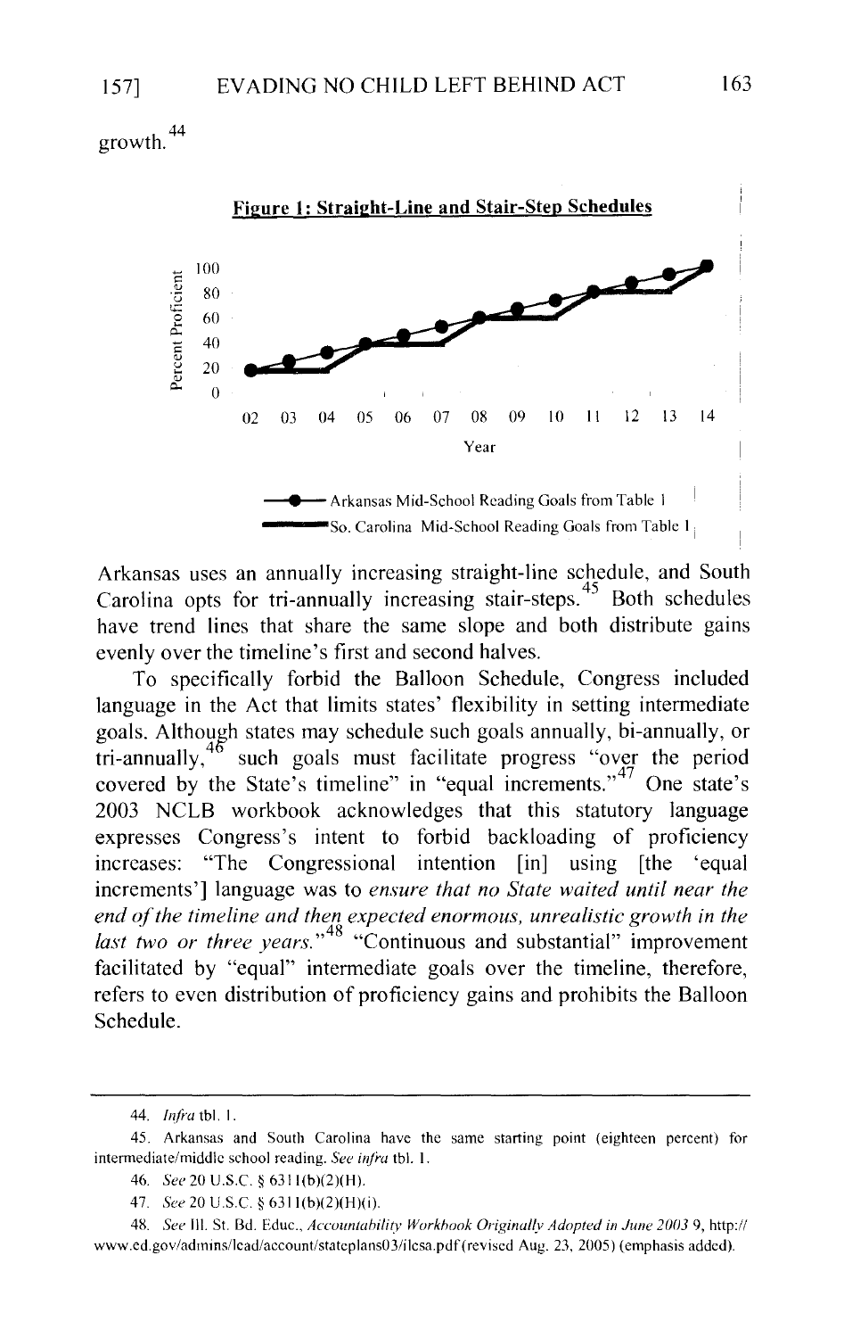growth.[44]

**Figure 1: Straight-Line and Stair-Step Schedules**

Arkansas uses an annually increasing straight-line schedule, and South Carolina opts for tri-annually increasing stair-steps.[45] Both schedules have trend lines that share the same slope and both distribute gains evenly over the timeline's first and second halves.

To specifically forbid the Balloon Schedule, Congress included language in the Act that limits states' flexibility in setting intermediate goals. Although states may schedule such goals annually, bi-annually, or tri-annually,[46] such goals must facilitate progress "over the period covered by the State's timeline" in "equal increments."[47] One state's 2003 NCLB workbook acknowledges that this statutory language expresses Congress's intent to forbid backloading of proficiency increases: "The Congressional intention [in] using [the 'equal increments'] language was to *ensure that no State waited until near the end of the timeline and then expected enormous, unrealistic growth in the last two or three years.*"[48] "Continuous and substantial" improvement facilitated by "equal" intermediate goals over the timeline, therefore, refers to even distribution of proficiency gains and prohibits the Balloon Schedule.

---

44. *Infra* tbl. 1.

45. Arkansas and South Carolina have the same starting point (eighteen percent) for intermediate/middle school reading. *See infra* tbl. 1.

46. *See* 20 U.S.C. § 6311(b)(2)(H).

47. *See* 20 U.S.C. § 6311(b)(2)(H)(i).

48. *See* Ill. St. Bd. Educ., *Accountability Workbook Originally Adopted in June 2003* 9, http://www.ed.gov/admins/lead/account/stateplans03/ilcsa.pdf (revised Aug. 23, 2005) (emphasis added).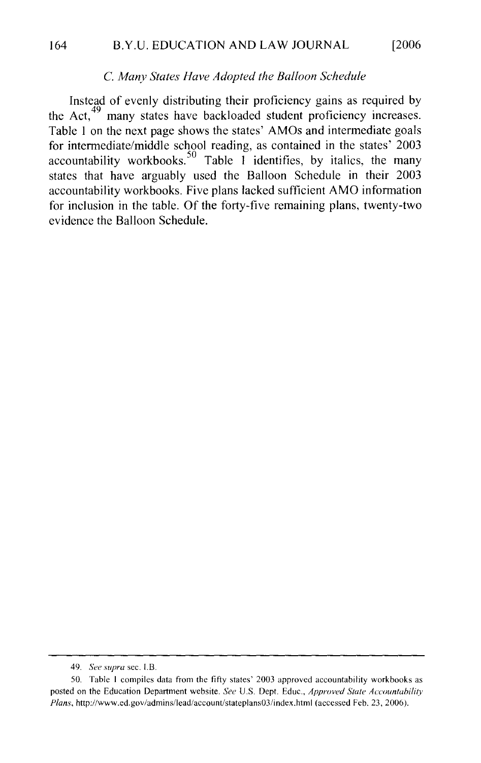### *C. Many States Have Adopted the Balloon Schedule*

Instead of evenly distributing their proficiency gains as required by the Act,[49] many states have backloaded student proficiency increases. Table 1 on the next page shows the states' AMOs and intermediate goals for intermediate/middle school reading, as contained in the states' 2003 accountability workbooks.[50] Table 1 identifies, by italics, the many states that have arguably used the Balloon Schedule in their 2003 accountability workbooks. Five plans lacked sufficient AMO information for inclusion in the table. Of the forty-five remaining plans, twenty-two evidence the Balloon Schedule.

---

49. *See supra* sec. I.B.

50. Table 1 compiles data from the fifty states' 2003 approved accountability workbooks as posted on the Education Department website. *See* U.S. Dept. Educ., *Approved State Accountability Plans*, http://www.ed.gov/admins/lead/account/stateplans03/index.html (accessed Feb. 23, 2006).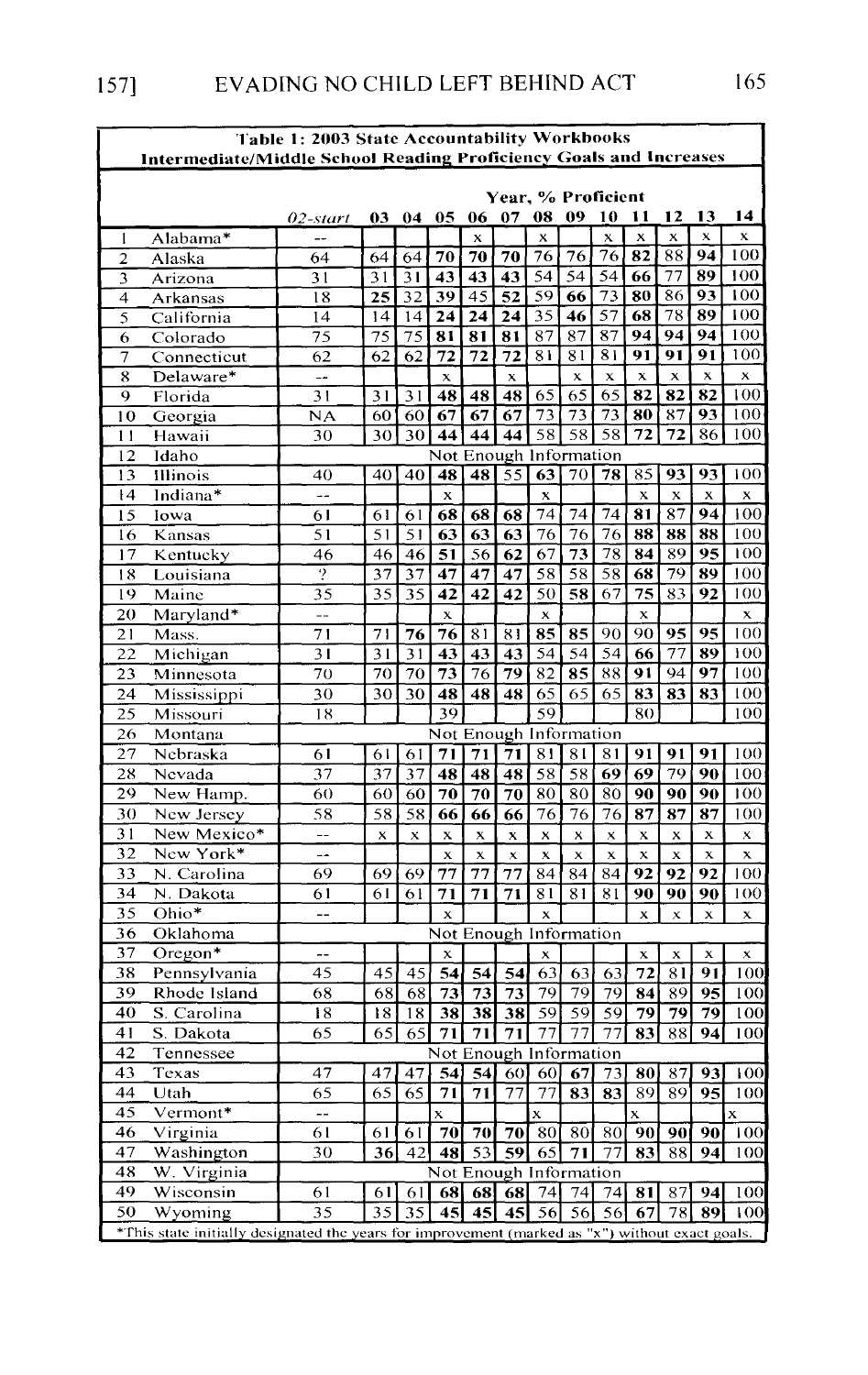**Table 1: 2003 State Accountability Workbooks**
**Intermediate/Middle School Reading Proficiency Goals and Increases**

| | | | Year, % Proficient | | | | | | | | | | | |
|---|---|---|---|---|---|---|---|---|---|---|---|---|---|---|
| | | *02-start* | 03 | 04 | 05 | 06 | 07 | 08 | 09 | 10 | 11 | 12 | 13 | 14 |
| 1 | Alabama* | -- | | | | x | | x | | x | x | x | x | x |
| 2 | Alaska | 64 | 64 | 64 | **70** | **70** | **70** | 76 | 76 | 76 | **82** | 88 | **94** | 100 |
| 3 | Arizona | 31 | 31 | 31 | **43** | **43** | **43** | 54 | 54 | 54 | **66** | 77 | **89** | 100 |
| 4 | Arkansas | 18 | **25** | 32 | 39 | 45 | **52** | 59 | **66** | 73 | **80** | 86 | **93** | 100 |
| 5 | California | 14 | 14 | 14 | **24** | **24** | **24** | 35 | **46** | 57 | **68** | 78 | **89** | 100 |
| 6 | Colorado | 75 | 75 | 75 | **81** | **81** | **81** | 87 | 87 | 87 | **94** | **94** | **94** | 100 |
| 7 | Connecticut | 62 | 62 | 62 | **72** | **72** | **72** | 81 | 81 | 81 | **91** | **91** | **91** | 100 |
| 8 | Delaware* | -- | | | x | | x | | x | x | x | x | x | x |
| 9 | Florida | 31 | 31 | 31 | **48** | **48** | **48** | 65 | 65 | 65 | **82** | **82** | **82** | 100 |
| 10 | Georgia | NA | 60 | 60 | **67** | **67** | **67** | 73 | 73 | 73 | **80** | 87 | **93** | 100 |
| 11 | Hawaii | 30 | 30 | 30 | **44** | **44** | **44** | 58 | 58 | 58 | **72** | **72** | 86 | 100 |
| 12 | Idaho | Not Enough Information | | | | | | | | | | | | |
| 13 | Illinois | 40 | 40 | 40 | **48** | **48** | 55 | **63** | 70 | **78** | 85 | **93** | **93** | 100 |
| 14 | Indiana* | -- | | | x | | | x | | | x | x | x | x |
| 15 | Iowa | 61 | 61 | 61 | **68** | **68** | **68** | 74 | 74 | 74 | **81** | 87 | **94** | 100 |
| 16 | Kansas | 51 | 51 | 51 | **63** | **63** | **63** | 76 | 76 | 76 | **88** | **88** | **88** | 100 |
| 17 | Kentucky | 46 | 46 | 46 | **51** | 56 | **62** | 67 | **73** | 78 | **84** | 89 | **95** | 100 |
| 18 | Louisiana | ? | 37 | 37 | **47** | **47** | **47** | 58 | 58 | 58 | **68** | 79 | **89** | 100 |
| 19 | Maine | 35 | 35 | 35 | **42** | **42** | **42** | 50 | **58** | 67 | **75** | 83 | **92** | 100 |
| 20 | Maryland* | -- | | | x | | | x | | | x | | | x |
| 21 | Mass. | 71 | 71 | **76** | **76** | 81 | 81 | **85** | **85** | 90 | 90 | **95** | **95** | 100 |
| 22 | Michigan | 31 | 31 | 31 | **43** | **43** | **43** | 54 | 54 | 54 | **66** | 77 | **89** | 100 |
| 23 | Minnesota | 70 | 70 | 70 | **73** | 76 | **79** | 82 | **85** | 88 | **91** | 94 | **97** | 100 |
| 24 | Mississippi | 30 | 30 | 30 | **48** | **48** | **48** | 65 | 65 | 65 | **83** | **83** | **83** | 100 |
| 25 | Missouri | 18 | | | 39 | | | 59 | | | 80 | | | 100 |
| 26 | Montana | Not Enough Information | | | | | | | | | | | | |
| 27 | Nebraska | 61 | 61 | 61 | **71** | **71** | **71** | 81 | 81 | 81 | **91** | **91** | **91** | 100 |
| 28 | Nevada | 37 | 37 | 37 | **48** | **48** | **48** | 58 | 58 | **69** | **69** | 79 | **90** | 100 |
| 29 | New Hamp. | 60 | 60 | 60 | **70** | **70** | **70** | 80 | 80 | 80 | **90** | **90** | **90** | 100 |
| 30 | New Jersey | 58 | 58 | 58 | **66** | **66** | **66** | 76 | 76 | 76 | **87** | **87** | **87** | 100 |
| 31 | New Mexico* | -- | x | x | x | x | x | x | x | x | x | x | x | x |
| 32 | New York* | -- | | | x | x | x | x | x | x | x | x | x | x |
| 33 | N. Carolina | 69 | 69 | 69 | **77** | **77** | **77** | 84 | 84 | 84 | **92** | **92** | **92** | 100 |
| 34 | N. Dakota | 61 | 61 | 61 | **71** | **71** | **71** | 81 | 81 | 81 | **90** | **90** | **90** | 100 |
| 35 | Ohio* | -- | | | x | | | x | | | x | x | x | x |
| 36 | Oklahoma | Not Enough Information | | | | | | | | | | | | |
| 37 | Oregon* | -- | | | x | | | x | | | x | x | x | x |
| 38 | Pennsylvania | 45 | 45 | 45 | **54** | **54** | **54** | 63 | 63 | 63 | **72** | 81 | **91** | 100 |
| 39 | Rhode Island | 68 | 68 | 68 | **73** | **73** | **73** | 79 | 79 | 79 | **84** | 89 | **95** | 100 |
| 40 | S. Carolina | 18 | 18 | 18 | **38** | **38** | **38** | 59 | 59 | 59 | **79** | **79** | **79** | 100 |
| 41 | S. Dakota | 65 | 65 | 65 | **71** | **71** | **71** | 77 | 77 | 77 | **83** | 88 | **94** | 100 |
| 42 | Tennessee | Not Enough Information | | | | | | | | | | | | |
| 43 | Texas | 47 | 47 | 47 | **54** | **54** | 60 | 60 | **67** | 73 | **80** | 87 | **93** | 100 |
| 44 | Utah | 65 | 65 | 65 | **71** | **71** | 77 | 77 | **83** | **83** | 89 | 89 | **95** | 100 |
| 45 | Vermont* | -- | | | x | | | x | | | x | | | x |
| 46 | Virginia | 61 | 61 | 61 | **70** | **70** | **70** | 80 | 80 | 80 | **90** | **90** | **90** | 100 |
| 47 | Washington | 30 | **36** | 42 | **48** | 53 | **59** | 65 | **71** | 77 | **83** | 88 | **94** | 100 |
| 48 | W. Virginia | Not Enough Information | | | | | | | | | | | | |
| 49 | Wisconsin | 61 | 61 | 61 | **68** | **68** | **68** | 74 | 74 | 74 | **81** | 87 | **94** | 100 |
| 50 | Wyoming | 35 | 35 | 35 | **45** | **45** | **45** | 56 | 56 | 56 | **67** | 78 | **89** | 100 |

*This state initially designated the years for improvement (marked as "x") without exact goals.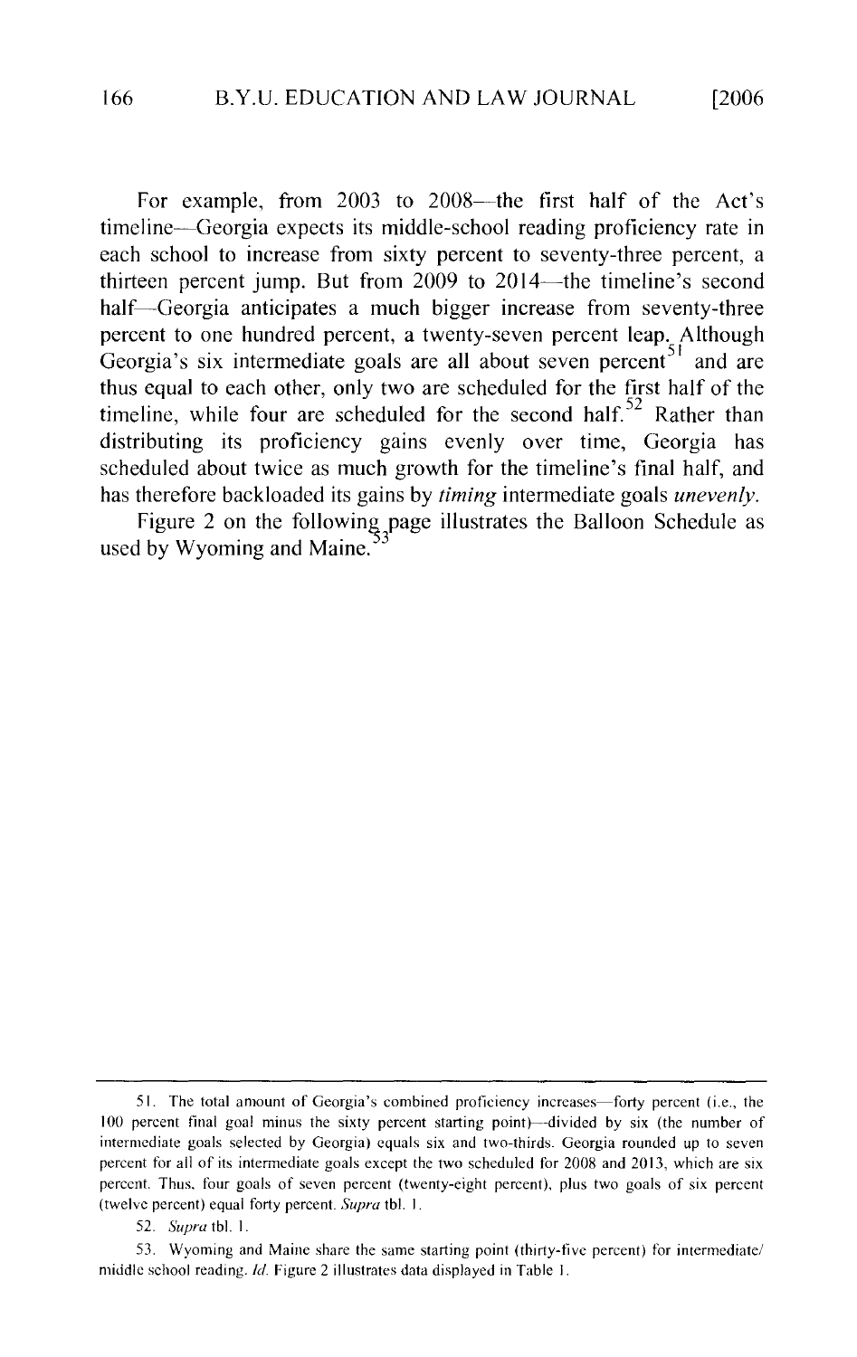For example, from 2003 to 2008—the first half of the Act's timeline—Georgia expects its middle-school reading proficiency rate in each school to increase from sixty percent to seventy-three percent, a thirteen percent jump. But from 2009 to 2014—the timeline's second half—Georgia anticipates a much bigger increase from seventy-three percent to one hundred percent, a twenty-seven percent leap. Although Georgia's six intermediate goals are all about seven percent[51] and are thus equal to each other, only two are scheduled for the first half of the timeline, while four are scheduled for the second half.[52] Rather than distributing its proficiency gains evenly over time, Georgia has scheduled about twice as much growth for the timeline's final half, and has therefore backloaded its gains by *timing* intermediate goals *unevenly*.

Figure 2 on the following page illustrates the Balloon Schedule as used by Wyoming and Maine.[53]

---

51. The total amount of Georgia's combined proficiency increases—forty percent (i.e., the 100 percent final goal minus the sixty percent starting point)—divided by six (the number of intermediate goals selected by Georgia) equals six and two-thirds. Georgia rounded up to seven percent for all of its intermediate goals except the two scheduled for 2008 and 2013, which are six percent. Thus, four goals of seven percent (twenty-eight percent), plus two goals of six percent (twelve percent) equal forty percent. *Supra* tbl. 1.

52. *Supra* tbl. 1.

53. Wyoming and Maine share the same starting point (thirty-five percent) for intermediate/middle school reading. *Id.* Figure 2 illustrates data displayed in Table 1.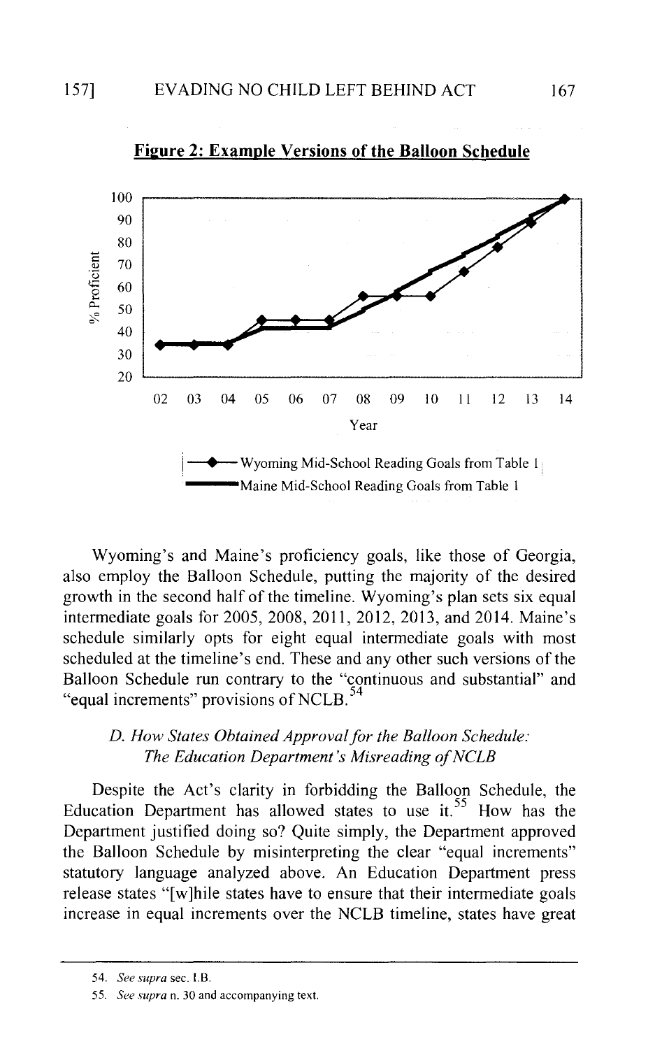**Figure 2: Example Versions of the Balloon Schedule**

Wyoming's and Maine's proficiency goals, like those of Georgia, also employ the Balloon Schedule, putting the majority of the desired growth in the second half of the timeline. Wyoming's plan sets six equal intermediate goals for 2005, 2008, 2011, 2012, 2013, and 2014. Maine's schedule similarly opts for eight equal intermediate goals with most scheduled at the timeline's end. These and any other such versions of the Balloon Schedule run contrary to the "continuous and substantial" and "equal increments" provisions of NCLB.[54]

### *D. How States Obtained Approval for the Balloon Schedule: The Education Department's Misreading of NCLB*

Despite the Act's clarity in forbidding the Balloon Schedule, the Education Department has allowed states to use it.[55] How has the Department justified doing so? Quite simply, the Department approved the Balloon Schedule by misinterpreting the clear "equal increments" statutory language analyzed above. An Education Department press release states "[w]hile states have to ensure that their intermediate goals increase in equal increments over the NCLB timeline, states have great

54. *See supra* sec. I.B.

55. *See supra* n. 30 and accompanying text.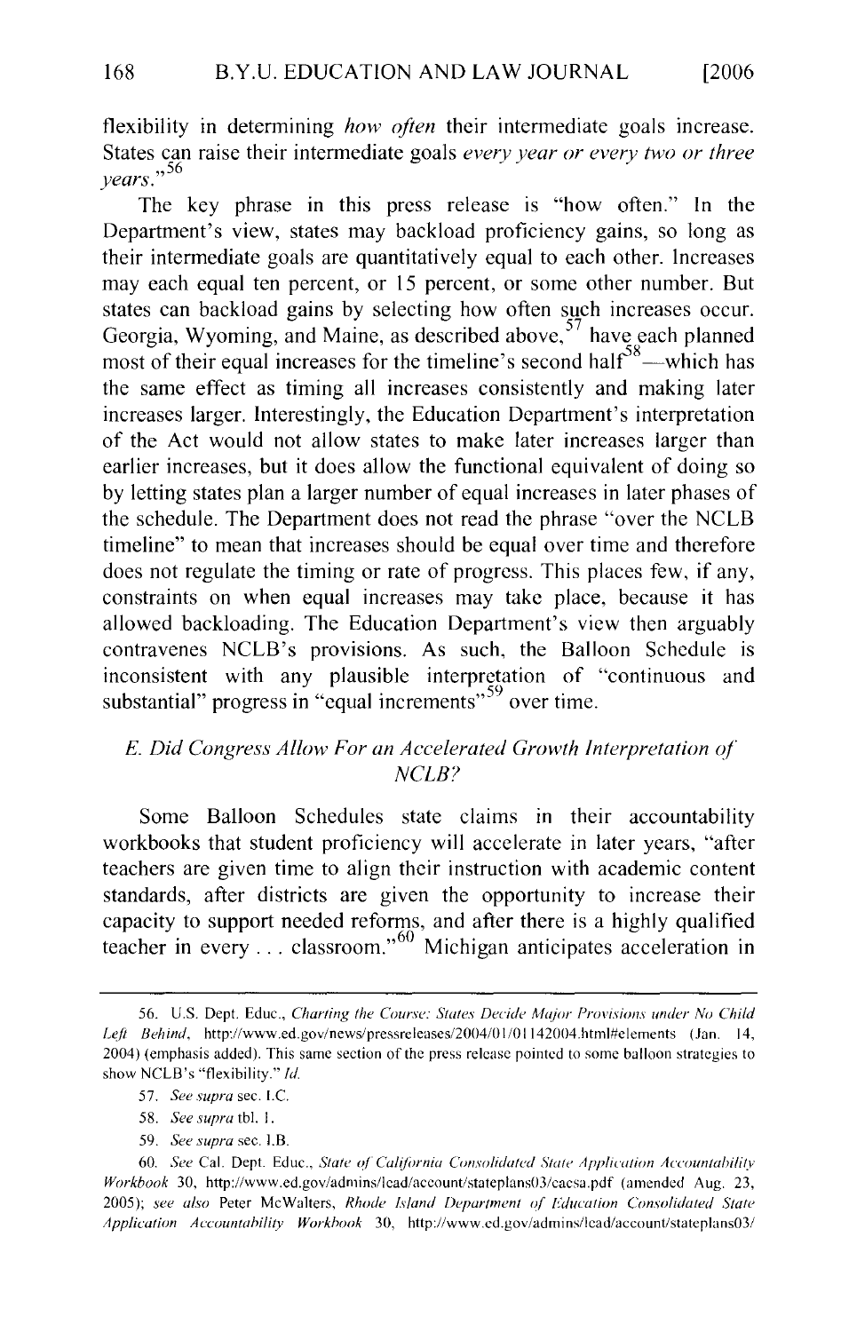flexibility in determining *how often* their intermediate goals increase. States can raise their intermediate goals *every year or every two or three years*."[56]

The key phrase in this press release is "how often." In the Department's view, states may backload proficiency gains, so long as their intermediate goals are quantitatively equal to each other. Increases may each equal ten percent, or 15 percent, or some other number. But states can backload gains by selecting how often such increases occur. Georgia, Wyoming, and Maine, as described above,[57] have each planned most of their equal increases for the timeline's second half[58]—which has the same effect as timing all increases consistently and making later increases larger. Interestingly, the Education Department's interpretation of the Act would not allow states to make later increases larger than earlier increases, but it does allow the functional equivalent of doing so by letting states plan a larger number of equal increases in later phases of the schedule. The Department does not read the phrase "over the NCLB timeline" to mean that increases should be equal over time and therefore does not regulate the timing or rate of progress. This places few, if any, constraints on when equal increases may take place, because it has allowed backloading. The Education Department's view then arguably contravenes NCLB's provisions. As such, the Balloon Schedule is inconsistent with any plausible interpretation of "continuous and substantial" progress in "equal increments"[59] over time.

### *E. Did Congress Allow For an Accelerated Growth Interpretation of NCLB?*

Some Balloon Schedules state claims in their accountability workbooks that student proficiency will accelerate in later years, "after teachers are given time to align their instruction with academic content standards, after districts are given the opportunity to increase their capacity to support needed reforms, and after there is a highly qualified teacher in every . . . classroom."[60] Michigan anticipates acceleration in

---

56. U.S. Dept. Educ., *Charting the Course: States Decide Major Provisions under No Child Left Behind*, http://www.ed.gov/news/pressreleases/2004/01/01142004.html#elements (Jan. 14, 2004) (emphasis added). This same section of the press release pointed to some balloon strategies to show NCLB's "flexibility." *Id.*

57. *See supra* sec. I.C.

58. *See supra* tbl. 1.

59. *See supra* sec. I.B.

60. *See* Cal. Dept. Educ., *State of California Consolidated State Application Accountability Workbook* 30, http://www.ed.gov/admins/lead/account/stateplans03/cacsa.pdf (amended Aug. 23, 2005); *see also* Peter McWalters, *Rhode Island Department of Education Consolidated State Application Accountability Workbook* 30, http://www.ed.gov/admins/lead/account/stateplans03/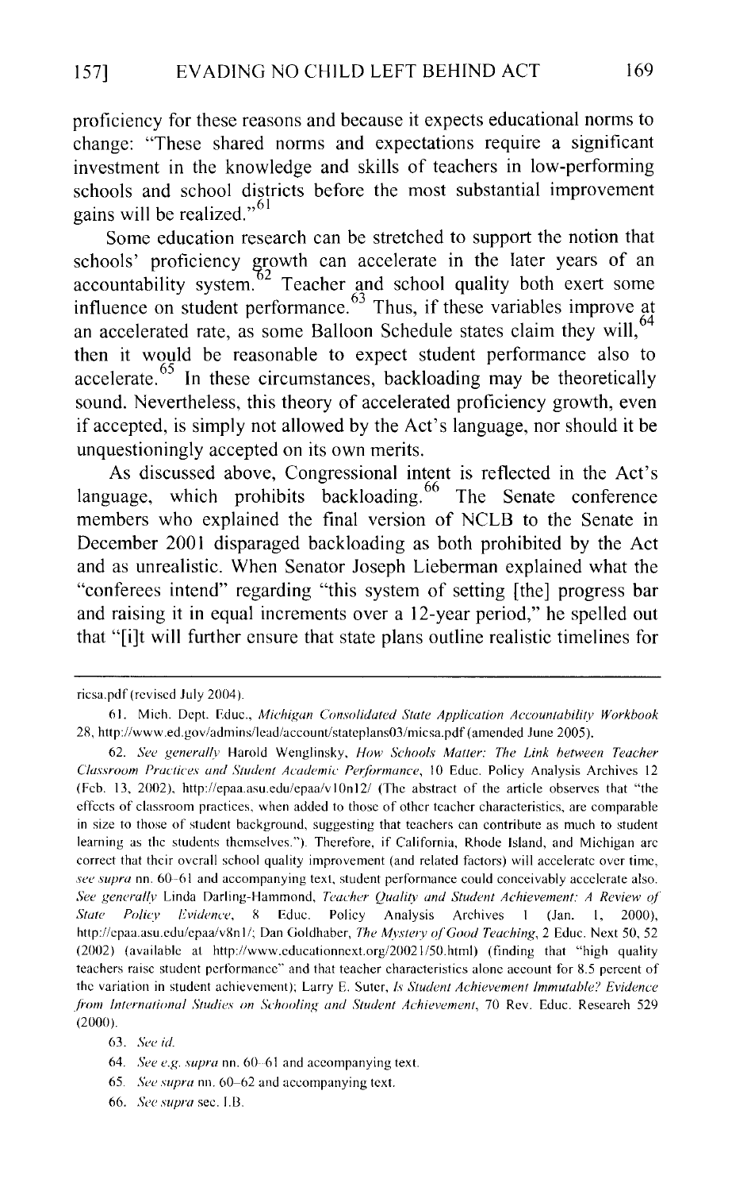proficiency for these reasons and because it expects educational norms to change: "These shared norms and expectations require a significant investment in the knowledge and skills of teachers in low-performing schools and school districts before the most substantial improvement gains will be realized."[61]

Some education research can be stretched to support the notion that schools' proficiency growth can accelerate in the later years of an accountability system.[62] Teacher and school quality both exert some influence on student performance.[63] Thus, if these variables improve at an accelerated rate, as some Balloon Schedule states claim they will,[64] then it would be reasonable to expect student performance also to accelerate.[65] In these circumstances, backloading may be theoretically sound. Nevertheless, this theory of accelerated proficiency growth, even if accepted, is simply not allowed by the Act's language, nor should it be unquestioningly accepted on its own merits.

As discussed above, Congressional intent is reflected in the Act's language, which prohibits backloading.[66] The Senate conference members who explained the final version of NCLB to the Senate in December 2001 disparaged backloading as both prohibited by the Act and as unrealistic. When Senator Joseph Lieberman explained what the "conferees intend" regarding "this system of setting [the] progress bar and raising it in equal increments over a 12-year period," he spelled out that "[i]t will further ensure that state plans outline realistic timelines for

---

ricsa.pdf (revised July 2004).

61. Mich. Dept. Educ., *Michigan Consolidated State Application Accountability Workbook* 28, http://www.ed.gov/admins/lead/account/stateplans03/micsa.pdf (amended June 2005).

62. *See generally* Harold Wenglinsky, *How Schools Matter: The Link between Teacher Classroom Practices and Student Academic Performance*, 10 Educ. Policy Analysis Archives 12 (Feb. 13, 2002), http://epaa.asu.edu/epaa/v10n12/ (The abstract of the article observes that "the effects of classroom practices, when added to those of other teacher characteristics, are comparable in size to those of student background, suggesting that teachers can contribute as much to student learning as the students themselves."). Therefore, if California, Rhode Island, and Michigan are correct that their overall school quality improvement (and related factors) will accelerate over time, *see supra* nn. 60–61 and accompanying text, student performance could conceivably accelerate also. *See generally* Linda Darling-Hammond, *Teacher Quality and Student Achievement: A Review of State Policy Evidence*, 8 Educ. Policy Analysis Archives 1 (Jan. 1, 2000), http://epaa.asu.edu/epaa/v8n1/; Dan Goldhaber, *The Mystery of Good Teaching*, 2 Educ. Next 50, 52 (2002) (available at http://www.educationnext.org/20021/50.html) (finding that "high quality teachers raise student performance" and that teacher characteristics alone account for 8.5 percent of the variation in student achievement); Larry E. Suter, *Is Student Achievement Immutable? Evidence from International Studies on Schooling and Student Achievement*, 70 Rev. Educ. Research 529 (2000).

63. *See id.*

64. *See e.g. supra* nn. 60–61 and accompanying text.

65. *See supra* nn. 60–62 and accompanying text.

66. *See supra* sec. I.B.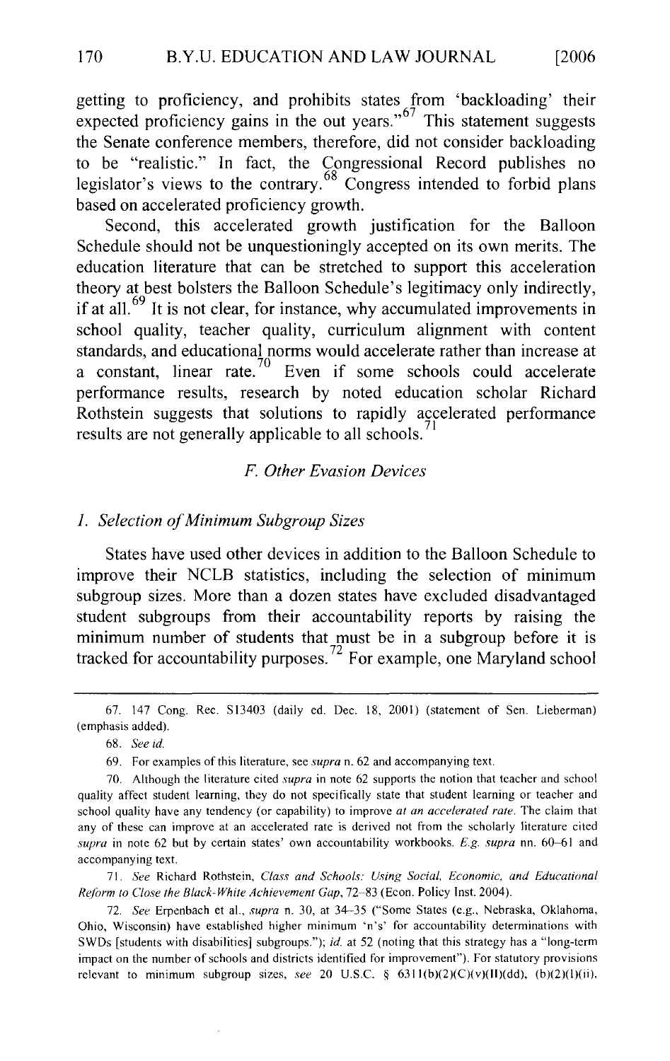getting to proficiency, and prohibits states from 'backloading' their expected proficiency gains in the out years."[67] This statement suggests the Senate conference members, therefore, did not consider backloading to be "realistic." In fact, the Congressional Record publishes no legislator's views to the contrary.[68] Congress intended to forbid plans based on accelerated proficiency growth.

Second, this accelerated growth justification for the Balloon Schedule should not be unquestioningly accepted on its own merits. The education literature that can be stretched to support this acceleration theory at best bolsters the Balloon Schedule's legitimacy only indirectly, if at all.[69] It is not clear, for instance, why accumulated improvements in school quality, teacher quality, curriculum alignment with content standards, and educational norms would accelerate rather than increase at a constant, linear rate.[70] Even if some schools could accelerate performance results, research by noted education scholar Richard Rothstein suggests that solutions to rapidly accelerated performance results are not generally applicable to all schools.[71]

### *F. Other Evasion Devices*

#### *1. Selection of Minimum Subgroup Sizes*

States have used other devices in addition to the Balloon Schedule to improve their NCLB statistics, including the selection of minimum subgroup sizes. More than a dozen states have excluded disadvantaged student subgroups from their accountability reports by raising the minimum number of students that must be in a subgroup before it is tracked for accountability purposes.[72] For example, one Maryland school

---

67. 147 Cong. Rec. S13403 (daily ed. Dec. 18, 2001) (statement of Sen. Lieberman) (emphasis added).

68. *See id.*

69. For examples of this literature, see *supra* n. 62 and accompanying text.

70. Although the literature cited *supra* in note 62 supports the notion that teacher and school quality affect student learning, they do not specifically state that student learning or teacher and school quality have any tendency (or capability) to improve *at an accelerated rate*. The claim that any of these can improve at an accelerated rate is derived not from the scholarly literature cited *supra* in note 62 but by certain states' own accountability workbooks. *E.g. supra* nn. 60–61 and accompanying text.

71. *See* Richard Rothstein, *Class and Schools: Using Social, Economic, and Educational Reform to Close the Black-White Achievement Gap*, 72–83 (Econ. Policy Inst. 2004).

72. *See* Erpenbach et al., *supra* n. 30, at 34–35 ("Some States (e.g., Nebraska, Oklahoma, Ohio, Wisconsin) have established higher minimum 'n's' for accountability determinations with SWDs [students with disabilities] subgroups."); *id.* at 52 (noting that this strategy has a "long-term impact on the number of schools and districts identified for improvement"). For statutory provisions relevant to minimum subgroup sizes, *see* 20 U.S.C. § 6311(b)(2)(C)(v)(II)(dd), (b)(2)(I)(ii),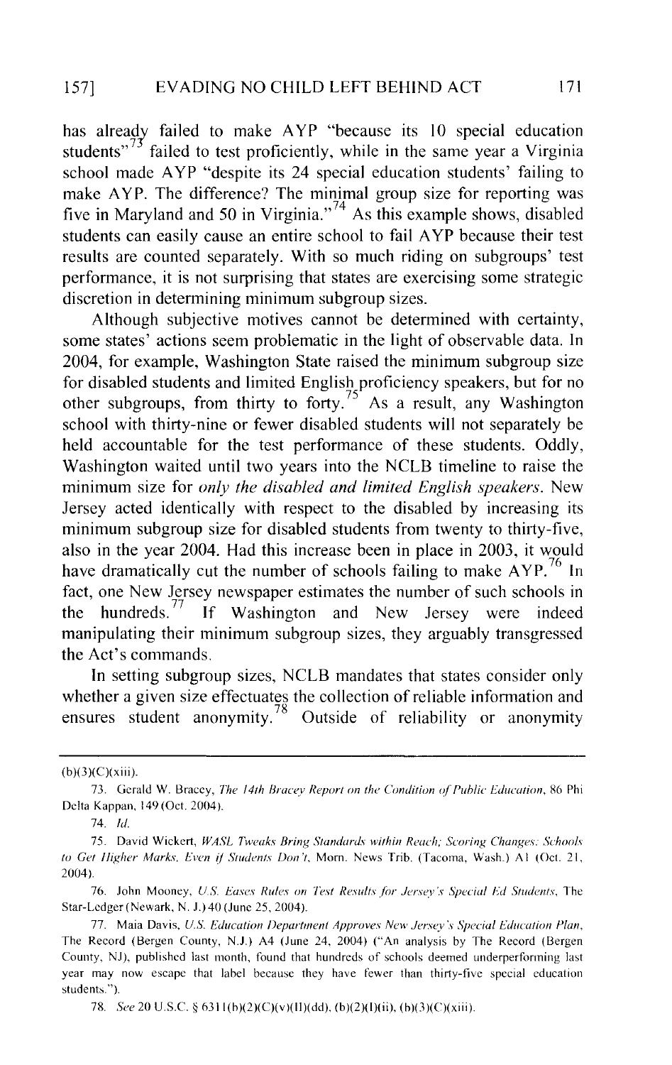has already failed to make AYP "because its 10 special education students"[73] failed to test proficiently, while in the same year a Virginia school made AYP "despite its 24 special education students' failing to make AYP. The difference? The minimal group size for reporting was five in Maryland and 50 in Virginia."[74] As this example shows, disabled students can easily cause an entire school to fail AYP because their test results are counted separately. With so much riding on subgroups' test performance, it is not surprising that states are exercising some strategic discretion in determining minimum subgroup sizes.

Although subjective motives cannot be determined with certainty, some states' actions seem problematic in the light of observable data. In 2004, for example, Washington State raised the minimum subgroup size for disabled students and limited English proficiency speakers, but for no other subgroups, from thirty to forty.[75] As a result, any Washington school with thirty-nine or fewer disabled students will not separately be held accountable for the test performance of these students. Oddly, Washington waited until two years into the NCLB timeline to raise the minimum size for *only the disabled and limited English speakers*. New Jersey acted identically with respect to the disabled by increasing its minimum subgroup size for disabled students from twenty to thirty-five, also in the year 2004. Had this increase been in place in 2003, it would have dramatically cut the number of schools failing to make AYP.[76] In fact, one New Jersey newspaper estimates the number of such schools in the hundreds.[77] If Washington and New Jersey were indeed manipulating their minimum subgroup sizes, they arguably transgressed the Act's commands.

In setting subgroup sizes, NCLB mandates that states consider only whether a given size effectuates the collection of reliable information and ensures student anonymity.[78] Outside of reliability or anonymity

---

(b)(3)(C)(xiii).

73. Gerald W. Bracey, *The 14th Bracey Report on the Condition of Public Education*, 86 Phi Delta Kappan, 149 (Oct. 2004).

74. *Id.*

75. David Wickert, *WASL Tweaks Bring Standards within Reach; Scoring Changes: Schools to Get Higher Marks, Even if Students Don't*, Morn. News Trib. (Tacoma, Wash.) A1 (Oct. 21, 2004).

76. John Mooney, *U.S. Eases Rules on Test Results for Jersey's Special Ed Students*, The Star-Ledger (Newark, N. J.) 40 (June 25, 2004).

77. Maia Davis, *U.S. Education Department Approves New Jersey's Special Education Plan*, The Record (Bergen County, N.J.) A4 (June 24, 2004) ("An analysis by The Record (Bergen County, NJ), published last month, found that hundreds of schools deemed underperforming last year may now escape that label because they have fewer than thirty-five special education students.").

78. *See* 20 U.S.C. § 6311(b)(2)(C)(v)(II)(dd), (b)(2)(I)(ii), (b)(3)(C)(xiii).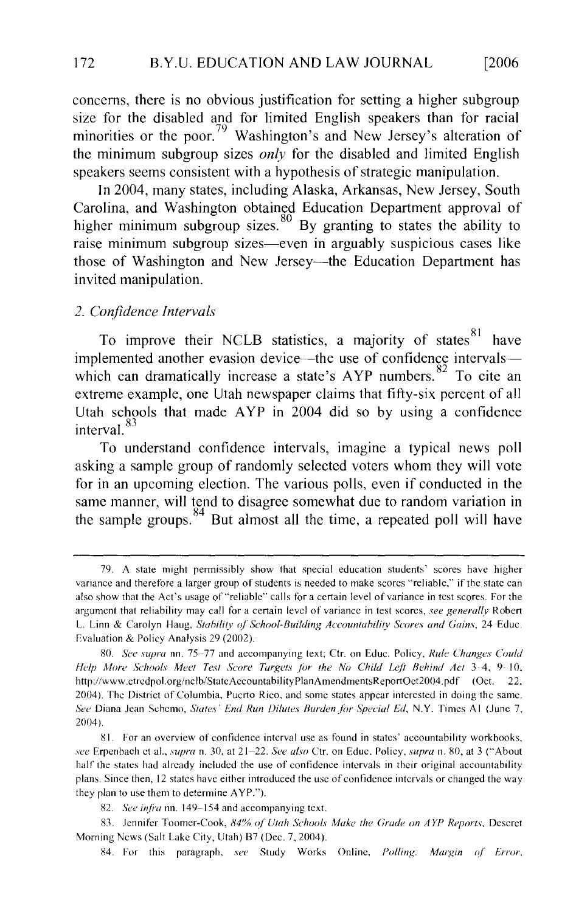concerns, there is no obvious justification for setting a higher subgroup size for the disabled and for limited English speakers than for racial minorities or the poor.[79] Washington's and New Jersey's alteration of the minimum subgroup sizes *only* for the disabled and limited English speakers seems consistent with a hypothesis of strategic manipulation.

In 2004, many states, including Alaska, Arkansas, New Jersey, South Carolina, and Washington obtained Education Department approval of higher minimum subgroup sizes.[80] By granting to states the ability to raise minimum subgroup sizes—even in arguably suspicious cases like those of Washington and New Jersey—the Education Department has invited manipulation.

### *2. Confidence Intervals*

To improve their NCLB statistics, a majority of states[81] have implemented another evasion device—the use of confidence intervals—which can dramatically increase a state's AYP numbers.[82] To cite an extreme example, one Utah newspaper claims that fifty-six percent of all Utah schools that made AYP in 2004 did so by using a confidence interval.[83]

To understand confidence intervals, imagine a typical news poll asking a sample group of randomly selected voters whom they will vote for in an upcoming election. The various polls, even if conducted in the same manner, will tend to disagree somewhat due to random variation in the sample groups.[84] But almost all the time, a repeated poll will have

---

79. A state might permissibly show that special education students' scores have higher variance and therefore a larger group of students is needed to make scores "reliable," if the state can also show that the Act's usage of "reliable" calls for a certain level of variance in test scores. For the argument that reliability may call for a certain level of variance in test scores, *see generally* Robert L. Linn & Carolyn Haug, *Stability of School-Building Accountability Scores and Gains*, 24 Educ. Evaluation & Policy Analysis 29 (2002).

80. *See supra* nn. 75–77 and accompanying text; Ctr. on Educ. Policy, *Rule Changes Could Help More Schools Meet Test Score Targets for the No Child Left Behind Act* 3–4, 9–10, http://www.ctredpol.org/nclb/StateAccountabilityPlanAmendmentsReportOct2004.pdf (Oct. 22, 2004). The District of Columbia, Puerto Rico, and some states appear interested in doing the same. *See* Diana Jean Schemo, *States' End Run Dilutes Burden for Special Ed*, N.Y. Times A1 (June 7, 2004).

81. For an overview of confidence interval use as found in states' accountability workbooks, *see* Erpenbach et al., *supra* n. 30, at 21–22. *See also* Ctr. on Educ. Policy, *supra* n. 80, at 3 ("About half the states had already included the use of confidence intervals in their original accountability plans. Since then, 12 states have either introduced the use of confidence intervals or changed the way they plan to use them to determine AYP.").

82. *See infra* nn. 149–154 and accompanying text.

83. Jennifer Toomer-Cook, *84% of Utah Schools Make the Grade on AYP Reports*, Deseret Morning News (Salt Lake City, Utah) B7 (Dec. 7, 2004).

84. For this paragraph, *see* Study Works Online, *Polling: Margin of Error*,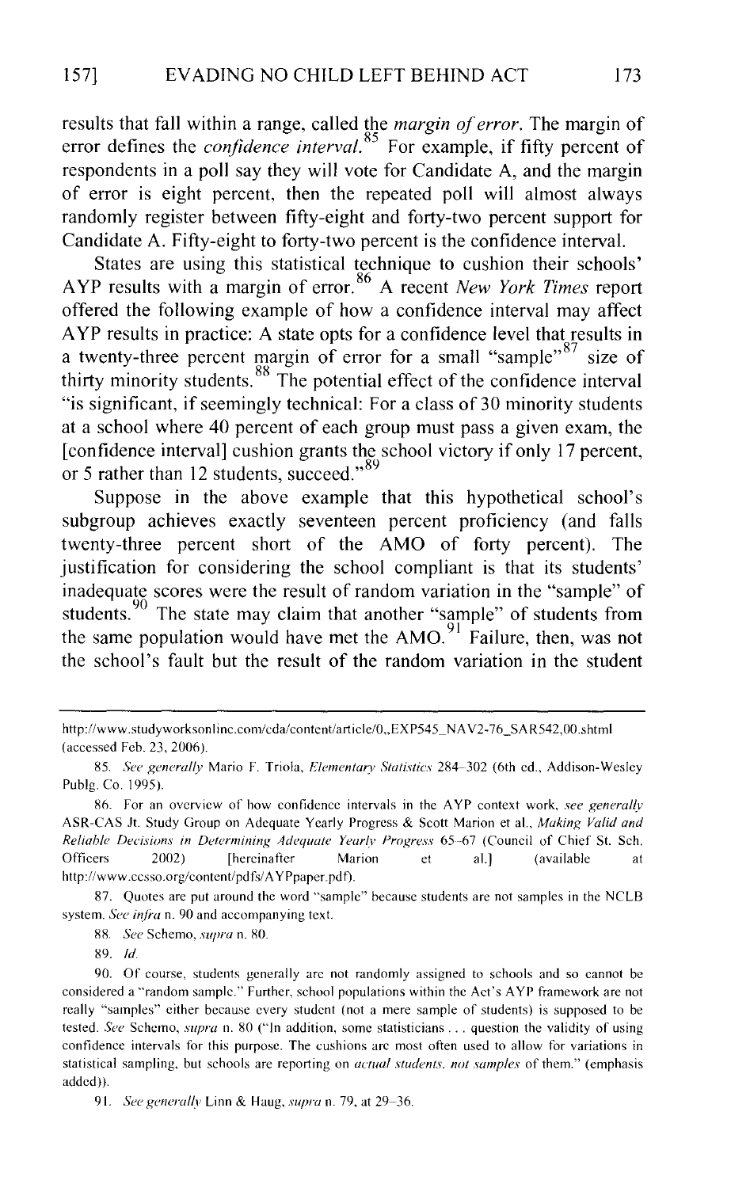results that fall within a range, called the *margin of error*. The margin of error defines the *confidence interval*.[85] For example, if fifty percent of respondents in a poll say they will vote for Candidate A, and the margin of error is eight percent, then the repeated poll will almost always randomly register between fifty-eight and forty-two percent support for Candidate A. Fifty-eight to forty-two percent is the confidence interval.

States are using this statistical technique to cushion their schools' AYP results with a margin of error.[86] A recent *New York Times* report offered the following example of how a confidence interval may affect AYP results in practice: A state opts for a confidence level that results in a twenty-three percent margin of error for a small "sample"[87] size of thirty minority students.[88] The potential effect of the confidence interval "is significant, if seemingly technical: For a class of 30 minority students at a school where 40 percent of each group must pass a given exam, the [confidence interval] cushion grants the school victory if only 17 percent, or 5 rather than 12 students, succeed."[89]

Suppose in the above example that this hypothetical school's subgroup achieves exactly seventeen percent proficiency (and falls twenty-three percent short of the AMO of forty percent). The justification for considering the school compliant is that its students' inadequate scores were the result of random variation in the "sample" of students.[90] The state may claim that another "sample" of students from the same population would have met the AMO.[91] Failure, then, was not the school's fault but the result of the random variation in the student

---

http://www.studyworksonline.com/cda/content/article/0,,EXP545_NAV2-76_SAR542,00.shtml (accessed Feb. 23, 2006).

85. *See generally* Mario F. Triola, *Elementary Statistics* 284–302 (6th ed., Addison-Wesley Publg. Co. 1995).

86. For an overview of how confidence intervals in the AYP context work, *see generally* ASR-CAS Jt. Study Group on Adequate Yearly Progress & Scott Marion et al., *Making Valid and Reliable Decisions in Determining Adequate Yearly Progress* 65–67 (Council of Chief St. Sch. Officers 2002) [hereinafter Marion et al.] (available at http://www.ccsso.org/content/pdfs/AYPpaper.pdf).

87. Quotes are put around the word "sample" because students are not samples in the NCLB system. *See infra* n. 90 and accompanying text.

88. *See* Schemo, *supra* n. 80.

89. *Id.*

90. Of course, students generally are not randomly assigned to schools and so cannot be considered a "random sample." Further, school populations within the Act's AYP framework are not really "samples" either because every student (not a mere sample of students) is supposed to be tested. *See* Schemo, *supra* n. 80 ("In addition, some statisticians . . . question the validity of using confidence intervals for this purpose. The cushions are most often used to allow for variations in statistical sampling, but schools are reporting on *actual students, not samples* of them." (emphasis added)).

91. *See generally* Linn & Haug, *supra* n. 79, at 29–36.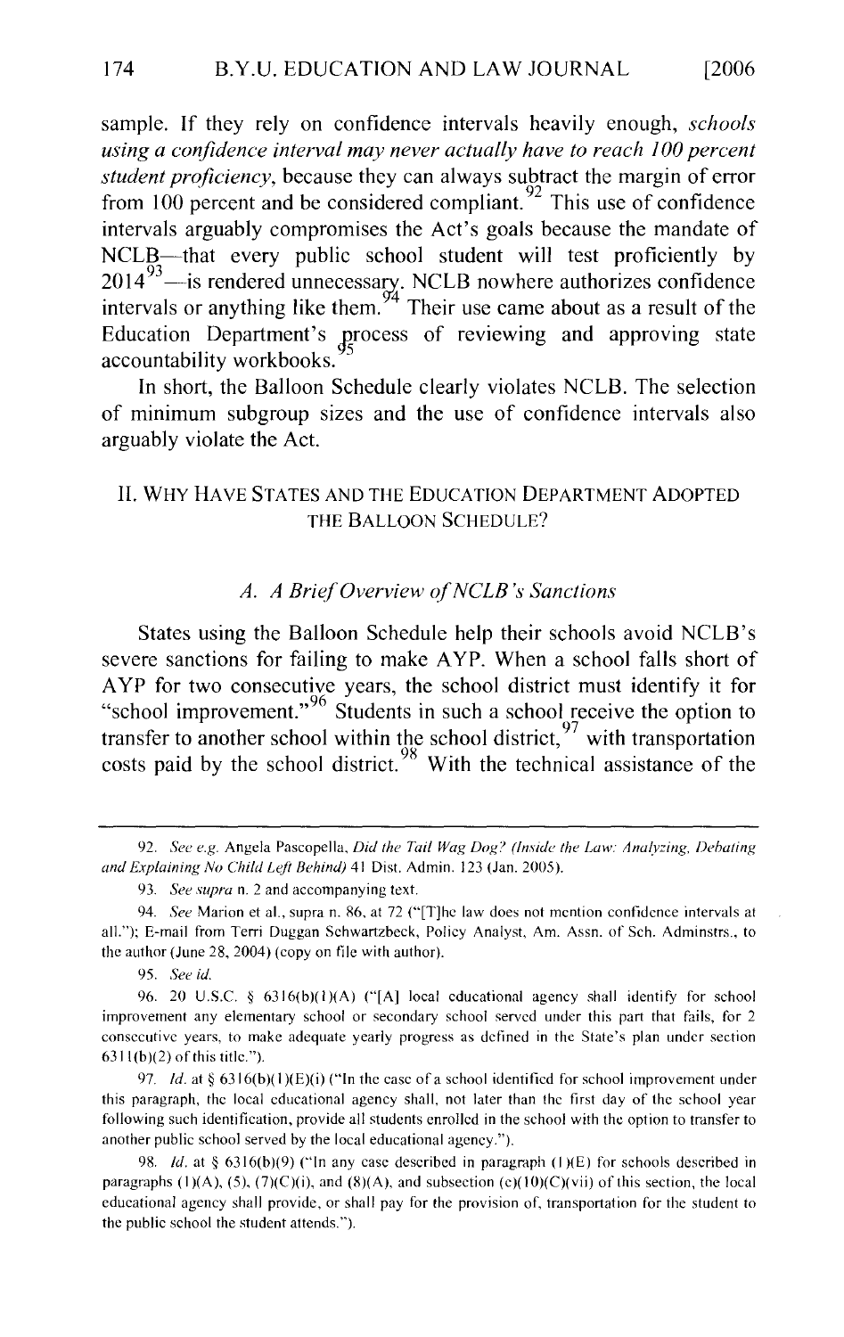sample. If they rely on confidence intervals heavily enough, *schools using a confidence interval may never actually have to reach 100 percent student proficiency*, because they can always subtract the margin of error from 100 percent and be considered compliant.[92] This use of confidence intervals arguably compromises the Act's goals because the mandate of NCLB—that every public school student will test proficiently by 2014[93]—is rendered unnecessary. NCLB nowhere authorizes confidence intervals or anything like them.[94] Their use came about as a result of the Education Department's process of reviewing and approving state accountability workbooks.[95]

In short, the Balloon Schedule clearly violates NCLB. The selection of minimum subgroup sizes and the use of confidence intervals also arguably violate the Act.

## II. WHY HAVE STATES AND THE EDUCATION DEPARTMENT ADOPTED THE BALLOON SCHEDULE?

### *A. A Brief Overview of NCLB's Sanctions*

States using the Balloon Schedule help their schools avoid NCLB's severe sanctions for failing to make AYP. When a school falls short of AYP for two consecutive years, the school district must identify it for "school improvement."[96] Students in such a school receive the option to transfer to another school within the school district,[97] with transportation costs paid by the school district.[98] With the technical assistance of the

---

92. *See e.g.* Angela Pascopella, *Did the Tail Wag Dog? (Inside the Law: Analyzing, Debating and Explaining No Child Left Behind)* 41 Dist. Admin. 123 (Jan. 2005).

93. *See supra* n. 2 and accompanying text.

94. *See* Marion et al., supra n. 86, at 72 ("[T]he law does not mention confidence intervals at all."); E-mail from Terri Duggan Schwartzbeck, Policy Analyst, Am. Assn. of Sch. Adminstrs., to the author (June 28, 2004) (copy on file with author).

95. *See id.*

96. 20 U.S.C. § 6316(b)(1)(A) ("[A] local educational agency shall identify for school improvement any elementary school or secondary school served under this part that fails, for 2 consecutive years, to make adequate yearly progress as defined in the State's plan under section 6311(b)(2) of this title.").

97. *Id.* at § 6316(b)(1)(E)(i) ("In the case of a school identified for school improvement under this paragraph, the local educational agency shall, not later than the first day of the school year following such identification, provide all students enrolled in the school with the option to transfer to another public school served by the local educational agency.").

98. *Id.* at § 6316(b)(9) ("In any case described in paragraph (1)(E) for schools described in paragraphs (1)(A), (5), (7)(C)(i), and (8)(A), and subsection (c)(10)(C)(vii) of this section, the local educational agency shall provide, or shall pay for the provision of, transportation for the student to the public school the student attends.").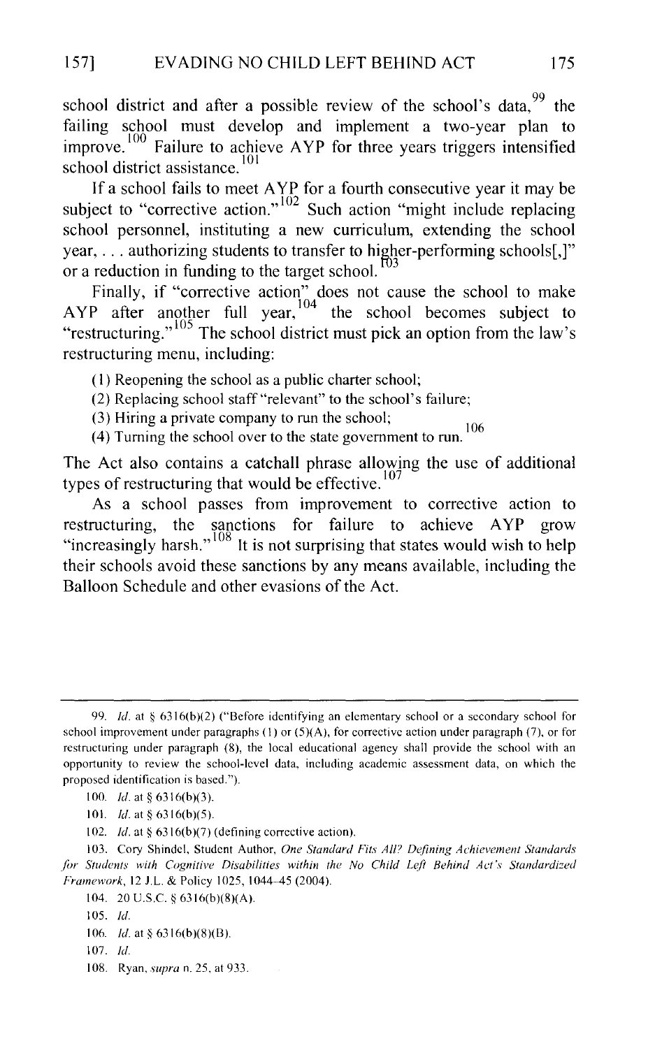school district and after a possible review of the school's data,[99] the failing school must develop and implement a two-year plan to improve.[100] Failure to achieve AYP for three years triggers intensified school district assistance.[101]

If a school fails to meet AYP for a fourth consecutive year it may be subject to "corrective action."[102] Such action "might include replacing school personnel, instituting a new curriculum, extending the school year, . . . authorizing students to transfer to higher-performing schools[,]" or a reduction in funding to the target school.[103]

Finally, if "corrective action" does not cause the school to make AYP after another full year,[104] the school becomes subject to "restructuring."[105] The school district must pick an option from the law's restructuring menu, including:

(1) Reopening the school as a public charter school;
(2) Replacing school staff "relevant" to the school's failure;
(3) Hiring a private company to run the school;
(4) Turning the school over to the state government to run.[106]

The Act also contains a catchall phrase allowing the use of additional types of restructuring that would be effective.[107]

As a school passes from improvement to corrective action to restructuring, the sanctions for failure to achieve AYP grow "increasingly harsh."[108] It is not surprising that states would wish to help their schools avoid these sanctions by any means available, including the Balloon Schedule and other evasions of the Act.

---

99. *Id.* at § 6316(b)(2) ("Before identifying an elementary school or a secondary school for school improvement under paragraphs (1) or (5)(A), for corrective action under paragraph (7), or for restructuring under paragraph (8), the local educational agency shall provide the school with an opportunity to review the school-level data, including academic assessment data, on which the proposed identification is based.").

100. *Id.* at § 6316(b)(3).

101. *Id.* at § 6316(b)(5).

102. *Id.* at § 6316(b)(7) (defining corrective action).

103. Cory Shindel, Student Author, *One Standard Fits All? Defining Achievement Standards for Students with Cognitive Disabilities within the No Child Left Behind Act's Standardized Framework*, 12 J.L. & Policy 1025, 1044–45 (2004).

104. 20 U.S.C. § 6316(b)(8)(A).

105. *Id.*

106. *Id.* at § 6316(b)(8)(B).

107. *Id.*

108. Ryan, *supra* n. 25, at 933.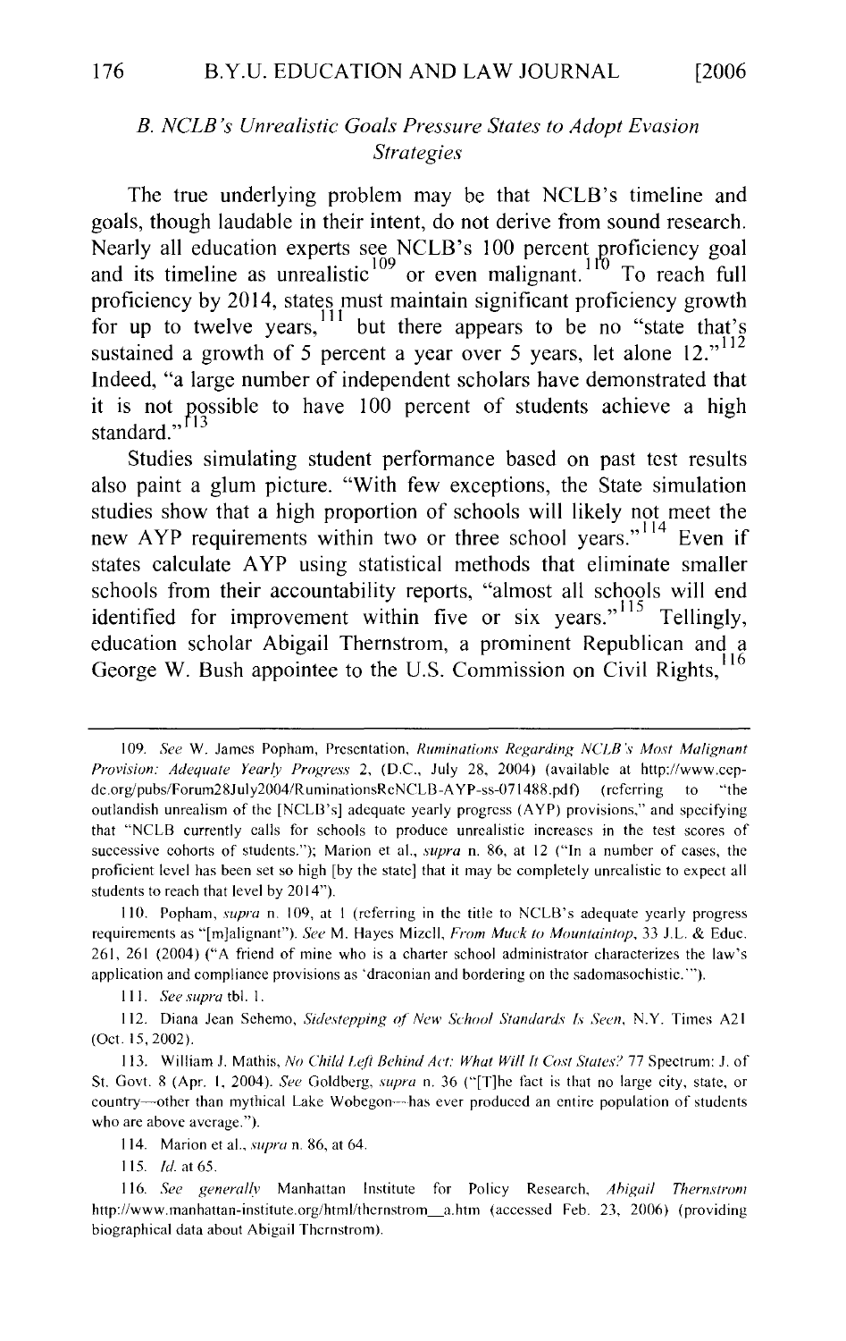### *B. NCLB's Unrealistic Goals Pressure States to Adopt Evasion Strategies*

The true underlying problem may be that NCLB's timeline and goals, though laudable in their intent, do not derive from sound research. Nearly all education experts see NCLB's 100 percent proficiency goal and its timeline as unrealistic[109] or even malignant.[110] To reach full proficiency by 2014, states must maintain significant proficiency growth for up to twelve years,[111] but there appears to be no "state that's sustained a growth of 5 percent a year over 5 years, let alone 12."[112] Indeed, "a large number of independent scholars have demonstrated that it is not possible to have 100 percent of students achieve a high standard."[113]

Studies simulating student performance based on past test results also paint a glum picture. "With few exceptions, the State simulation studies show that a high proportion of schools will likely not meet the new AYP requirements within two or three school years."[114] Even if states calculate AYP using statistical methods that eliminate smaller schools from their accountability reports, "almost all schools will end identified for improvement within five or six years."[115] Tellingly, education scholar Abigail Thernstrom, a prominent Republican and a George W. Bush appointee to the U.S. Commission on Civil Rights,[116]

---

109. *See* W. James Popham, Presentation, *Ruminations Regarding NCLB's Most Malignant Provision: Adequate Yearly Progress* 2, (D.C., July 28, 2004) (available at http://www.cep-dc.org/pubs/Forum28July2004/RuminationsReNCLB-AYP-ss-071488.pdf) (referring to "the outlandish unrealism of the [NCLB's] adequate yearly progress (AYP) provisions," and specifying that "NCLB currently calls for schools to produce unrealistic increases in the test scores of successive cohorts of students."); Marion et al., *supra* n. 86, at 12 ("In a number of cases, the proficient level has been set so high [by the state] that it may be completely unrealistic to expect all students to reach that level by 2014").

110. Popham, *supra* n. 109, at 1 (referring in the title to NCLB's adequate yearly progress requirements as "[m]alignant"). *See* M. Hayes Mizell, *From Muck to Mountaintop*, 33 J.L. & Educ. 261, 261 (2004) ("A friend of mine who is a charter school administrator characterizes the law's application and compliance provisions as 'draconian and bordering on the sadomasochistic.'").

111. *See supra* tbl. 1.

112. Diana Jean Schemo, *Sidestepping of New School Standards Is Seen*, N.Y. Times A21 (Oct. 15, 2002).

113. William J. Mathis, *No Child Left Behind Act: What Will It Cost States?* 77 Spectrum: J. of St. Govt. 8 (Apr. 1, 2004). *See* Goldberg, *supra* n. 36 ("[T]he fact is that no large city, state, or country—other than mythical Lake Wobegon—has ever produced an entire population of students who are above average.").

114. Marion et al., *supra* n. 86, at 64.

115. *Id.* at 65.

116. *See generally* Manhattan Institute for Policy Research, *Abigail Thernstrom* http://www.manhattan-institute.org/html/thernstrom__a.htm (accessed Feb. 23, 2006) (providing biographical data about Abigail Thernstrom).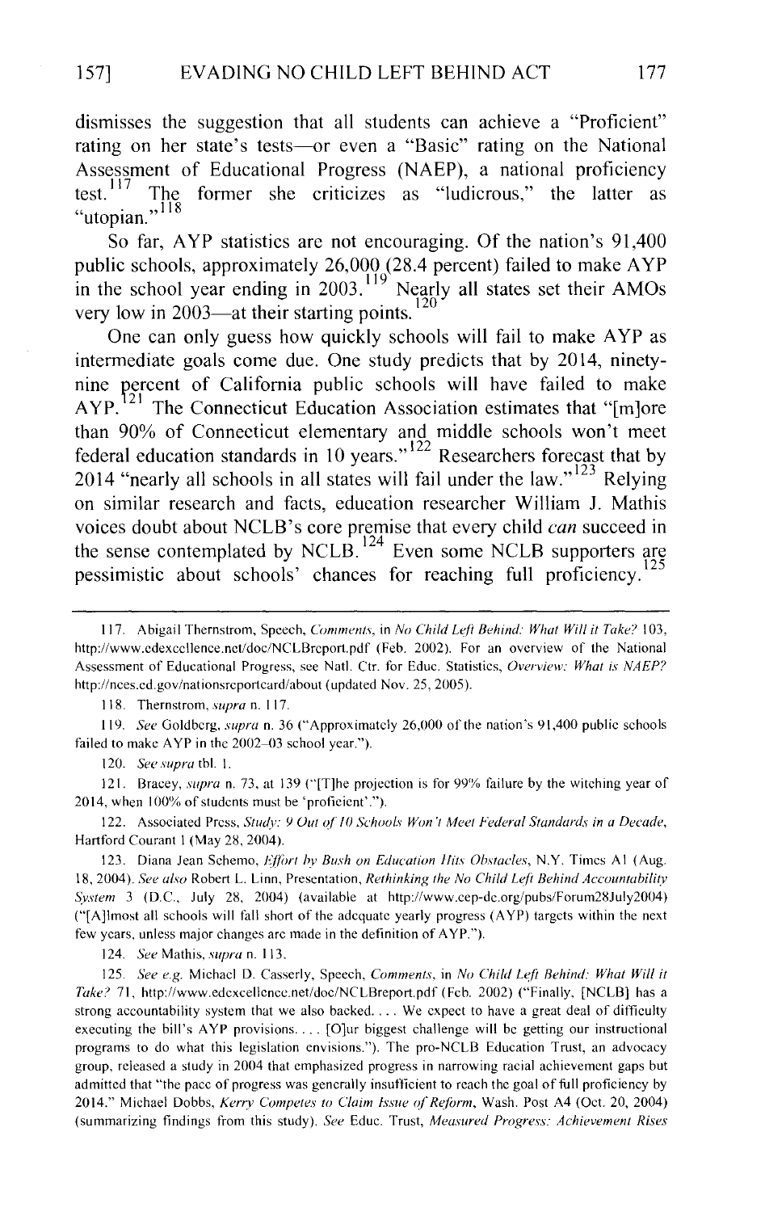dismisses the suggestion that all students can achieve a "Proficient" rating on her state's tests—or even a "Basic" rating on the National Assessment of Educational Progress (NAEP), a national proficiency test.[117] The former she criticizes as "ludicrous," the latter as "utopian."[118]

So far, AYP statistics are not encouraging. Of the nation's 91,400 public schools, approximately 26,000 (28.4 percent) failed to make AYP in the school year ending in 2003.[119] Nearly all states set their AMOs very low in 2003—at their starting points.[120]

One can only guess how quickly schools will fail to make AYP as intermediate goals come due. One study predicts that by 2014, ninety-nine percent of California public schools will have failed to make AYP.[121] The Connecticut Education Association estimates that "[m]ore than 90% of Connecticut elementary and middle schools won't meet federal education standards in 10 years."[122] Researchers forecast that by 2014 "nearly all schools in all states will fail under the law."[123] Relying on similar research and facts, education researcher William J. Mathis voices doubt about NCLB's core premise that every child *can* succeed in the sense contemplated by NCLB.[124] Even some NCLB supporters are pessimistic about schools' chances for reaching full proficiency.[125]

---

117. Abigail Thernstrom, Speech, *Comments*, in *No Child Left Behind: What Will it Take?* 103, http://www.edexcellence.net/doc/NCLBreport.pdf (Feb. 2002). For an overview of the National Assessment of Educational Progress, see Natl. Ctr. for Educ. Statistics, *Overview: What is NAEP?* http://nces.ed.gov/nationsreportcard/about (updated Nov. 25, 2005).

118. Thernstrom, *supra* n. 117.

119. *See* Goldberg, *supra* n. 36 ("Approximately 26,000 of the nation's 91,400 public schools failed to make AYP in the 2002–03 school year.").

120. *See supra* tbl. 1.

121. Bracey, *supra* n. 73, at 139 ("[T]he projection is for 99% failure by the witching year of 2014, when 100% of students must be 'proficient'.").

122. Associated Press, *Study: 9 Out of 10 Schools Won't Meet Federal Standards in a Decade*, Hartford Courant 1 (May 28, 2004).

123. Diana Jean Schemo, *Effort by Bush on Education Hits Obstacles*, N.Y. Times A1 (Aug. 18, 2004). *See also* Robert L. Linn, Presentation, *Rethinking the No Child Left Behind Accountability System* 3 (D.C., July 28, 2004) (available at http://www.cep-dc.org/pubs/Forum28July2004) ("[A]lmost all schools will fall short of the adequate yearly progress (AYP) targets within the next few years, unless major changes are made in the definition of AYP.").

124. *See* Mathis, *supra* n. 113.

125. *See e.g.* Michael D. Casserly, Speech, *Comments*, in *No Child Left Behind: What Will it Take?* 71, http://www.edexcellence.net/doc/NCLBreport.pdf (Feb. 2002) ("Finally, [NCLB] has a strong accountability system that we also backed. . . . We expect to have a great deal of difficulty executing the bill's AYP provisions. . . . [O]ur biggest challenge will be getting our instructional programs to do what this legislation envisions."). The pro-NCLB Education Trust, an advocacy group, released a study in 2004 that emphasized progress in narrowing racial achievement gaps but admitted that "the pace of progress was generally insufficient to reach the goal of full proficiency by 2014." Michael Dobbs, *Kerry Competes to Claim Issue of Reform*, Wash. Post A4 (Oct. 20, 2004) (summarizing findings from this study). *See* Educ. Trust, *Measured Progress: Achievement Rises*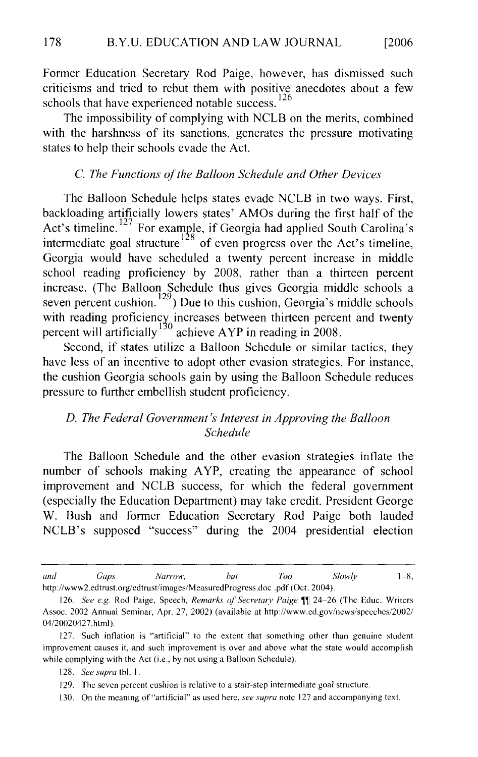Former Education Secretary Rod Paige, however, has dismissed such criticisms and tried to rebut them with positive anecdotes about a few schools that have experienced notable success.[126]

The impossibility of complying with NCLB on the merits, combined with the harshness of its sanctions, generates the pressure motivating states to help their schools evade the Act.

### *C. The Functions of the Balloon Schedule and Other Devices*

The Balloon Schedule helps states evade NCLB in two ways. First, backloading artificially lowers states' AMOs during the first half of the Act's timeline.[127] For example, if Georgia had applied South Carolina's intermediate goal structure[128] of even progress over the Act's timeline, Georgia would have scheduled a twenty percent increase in middle school reading proficiency by 2008, rather than a thirteen percent increase. (The Balloon Schedule thus gives Georgia middle schools a seven percent cushion.[129]) Due to this cushion, Georgia's middle schools with reading proficiency increases between thirteen percent and twenty percent will artificially[130] achieve AYP in reading in 2008.

Second, if states utilize a Balloon Schedule or similar tactics, they have less of an incentive to adopt other evasion strategies. For instance, the cushion Georgia schools gain by using the Balloon Schedule reduces pressure to further embellish student proficiency.

### *D. The Federal Government's Interest in Approving the Balloon Schedule*

The Balloon Schedule and the other evasion strategies inflate the number of schools making AYP, creating the appearance of school improvement and NCLB success, for which the federal government (especially the Education Department) may take credit. President George W. Bush and former Education Secretary Rod Paige both lauded NCLB's supposed "success" during the 2004 presidential election

---

*and Gaps Narrow, but Too Slowly* 1–8, http://www2.edtrust.org/edtrust/images/MeasuredProgress.doc .pdf (Oct. 2004).

126. *See e.g.* Rod Paige, Speech, *Remarks of Secretary Paige* ¶¶ 24–26 (The Educ. Writers Assoc. 2002 Annual Seminar, Apr. 27, 2002) (available at http://www.ed.gov/news/speeches/2002/04/20020427.html).

127. Such inflation is "artificial" to the extent that something other than genuine student improvement causes it, and such improvement is over and above what the state would accomplish while complying with the Act (i.e., by not using a Balloon Schedule).

128. *See supra* tbl. 1.

129. The seven percent cushion is relative to a stair-step intermediate goal structure.

130. On the meaning of "artificial" as used here, *see supra* note 127 and accompanying text.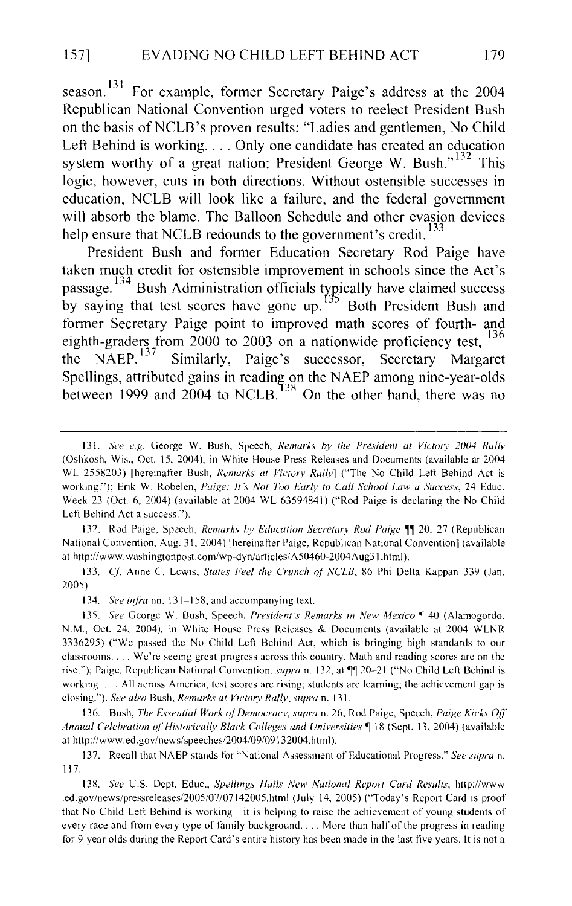season.[131] For example, former Secretary Paige's address at the 2004 Republican National Convention urged voters to reelect President Bush on the basis of NCLB's proven results: "Ladies and gentlemen, No Child Left Behind is working. . . . Only one candidate has created an education system worthy of a great nation: President George W. Bush."[132] This logic, however, cuts in both directions. Without ostensible successes in education, NCLB will look like a failure, and the federal government will absorb the blame. The Balloon Schedule and other evasion devices help ensure that NCLB redounds to the government's credit.[133]

President Bush and former Education Secretary Rod Paige have taken much credit for ostensible improvement in schools since the Act's passage.[134] Bush Administration officials typically have claimed success by saying that test scores have gone up.[135] Both President Bush and former Secretary Paige point to improved math scores of fourth- and eighth-graders from 2000 to 2003 on a nationwide proficiency test,[136] the NAEP.[137] Similarly, Paige's successor, Secretary Margaret Spellings, attributed gains in reading on the NAEP among nine-year-olds between 1999 and 2004 to NCLB.[138] On the other hand, there was no

---

131. *See e.g.* George W. Bush, Speech, *Remarks by the President at Victory 2004 Rally* (Oshkosh, Wis., Oct. 15, 2004), in White House Press Releases and Documents (available at 2004 WL 2558203) [hereinafter Bush, *Remarks at Victory Rally*] ("The No Child Left Behind Act is working."); Erik W. Robelen, *Paige: It's Not Too Early to Call School Law a Success*, 24 Educ. Week 23 (Oct. 6, 2004) (available at 2004 WL 63594841) ("Rod Paige is declaring the No Child Left Behind Act a success.").

132. Rod Paige, Speech, *Remarks by Education Secretary Rod Paige* ¶¶ 20, 27 (Republican National Convention, Aug. 31, 2004) [hereinafter Paige, Republican National Convention] (available at http://www.washingtonpost.com/wp-dyn/articles/A50460-2004Aug31.html).

133. *Cf.* Anne C. Lewis, *States Feel the Crunch of NCLB*, 86 Phi Delta Kappan 339 (Jan. 2005).

134. *See infra* nn. 131–158, and accompanying text.

135. *See* George W. Bush, Speech, *President's Remarks in New Mexico* ¶ 40 (Alamogordo, N.M., Oct. 24, 2004), in White House Press Releases & Documents (available at 2004 WLNR 3336295) ("We passed the No Child Left Behind Act, which is bringing high standards to our classrooms. . . . We're seeing great progress across this country. Math and reading scores are on the rise."); Paige, Republican National Convention, *supra* n. 132, at ¶¶ 20–21 ("No Child Left Behind is working. . . . All across America, test scores are rising; students are learning; the achievement gap is closing."). *See also* Bush, *Remarks at Victory Rally*, *supra* n. 131.

136. Bush, *The Essential Work of Democracy*, *supra* n. 26; Rod Paige, Speech, *Paige Kicks Off Annual Celebration of Historically Black Colleges and Universities* ¶ 18 (Sept. 13, 2004) (available at http://www.ed.gov/news/speeches/2004/09/09132004.html).

137. Recall that NAEP stands for "National Assessment of Educational Progress." *See supra* n. 117.

138. *See* U.S. Dept. Educ., *Spellings Hails New National Report Card Results*, http://www.ed.gov/news/pressreleases/2005/07/07142005.html (July 14, 2005) ("Today's Report Card is proof that No Child Left Behind is working—it is helping to raise the achievement of young students of every race and from every type of family background. . . . More than half of the progress in reading for 9-year olds during the Report Card's entire history has been made in the last five years. It is not a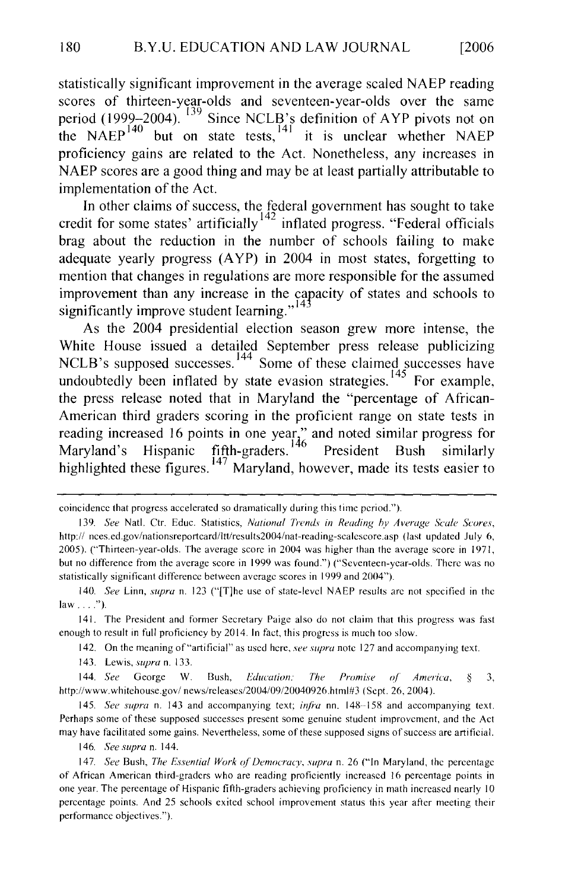statistically significant improvement in the average scaled NAEP reading scores of thirteen-year-olds and seventeen-year-olds over the same period (1999–2004).[139] Since NCLB's definition of AYP pivots not on the NAEP[140] but on state tests,[141] it is unclear whether NAEP proficiency gains are related to the Act. Nonetheless, any increases in NAEP scores are a good thing and may be at least partially attributable to implementation of the Act.

In other claims of success, the federal government has sought to take credit for some states' artificially[142] inflated progress. "Federal officials brag about the reduction in the number of schools failing to make adequate yearly progress (AYP) in 2004 in most states, forgetting to mention that changes in regulations are more responsible for the assumed improvement than any increase in the capacity of states and schools to significantly improve student learning."[143]

As the 2004 presidential election season grew more intense, the White House issued a detailed September press release publicizing NCLB's supposed successes.[144] Some of these claimed successes have undoubtedly been inflated by state evasion strategies.[145] For example, the press release noted that in Maryland the "percentage of African-American third graders scoring in the proficient range on state tests in reading increased 16 points in one year," and noted similar progress for Maryland's Hispanic fifth-graders.[146] President Bush similarly highlighted these figures.[147] Maryland, however, made its tests easier to

---

coincidence that progress accelerated so dramatically during this time period.").

139. *See* Natl. Ctr. Educ. Statistics, *National Trends in Reading by Average Scale Scores*, http:// nces.ed.gov/nationsreportcard/ltt/results2004/nat-reading-scalescore.asp (last updated July 6, 2005). ("Thirteen-year-olds. The average score in 2004 was higher than the average score in 1971, but no difference from the average score in 1999 was found.") ("Seventeen-year-olds. There was no statistically significant difference between average scores in 1999 and 2004").

140. *See* Linn, *supra* n. 123 ("[T]he use of state-level NAEP results are not specified in the law . . . .").

141. The President and former Secretary Paige also do not claim that this progress was fast enough to result in full proficiency by 2014. In fact, this progress is much too slow.

142. On the meaning of "artificial" as used here, *see supra* note 127 and accompanying text.

143. Lewis, *supra* n. 133.

144. *See* George W. Bush, *Education: The Promise of America*, § 3, http://www.whitehouse.gov/ news/releases/2004/09/20040926.html#3 (Sept. 26, 2004).

145. *See supra* n. 143 and accompanying text; *infra* nn. 148–158 and accompanying text. Perhaps some of these supposed successes present some genuine student improvement, and the Act may have facilitated some gains. Nevertheless, some of these supposed signs of success are artificial.

146. *See supra* n. 144.

147. *See* Bush, *The Essential Work of Democracy*, *supra* n. 26 ("In Maryland, the percentage of African American third-graders who are reading proficiently increased 16 percentage points in one year. The percentage of Hispanic fifth-graders achieving proficiency in math increased nearly 10 percentage points. And 25 schools exited school improvement status this year after meeting their performance objectives.").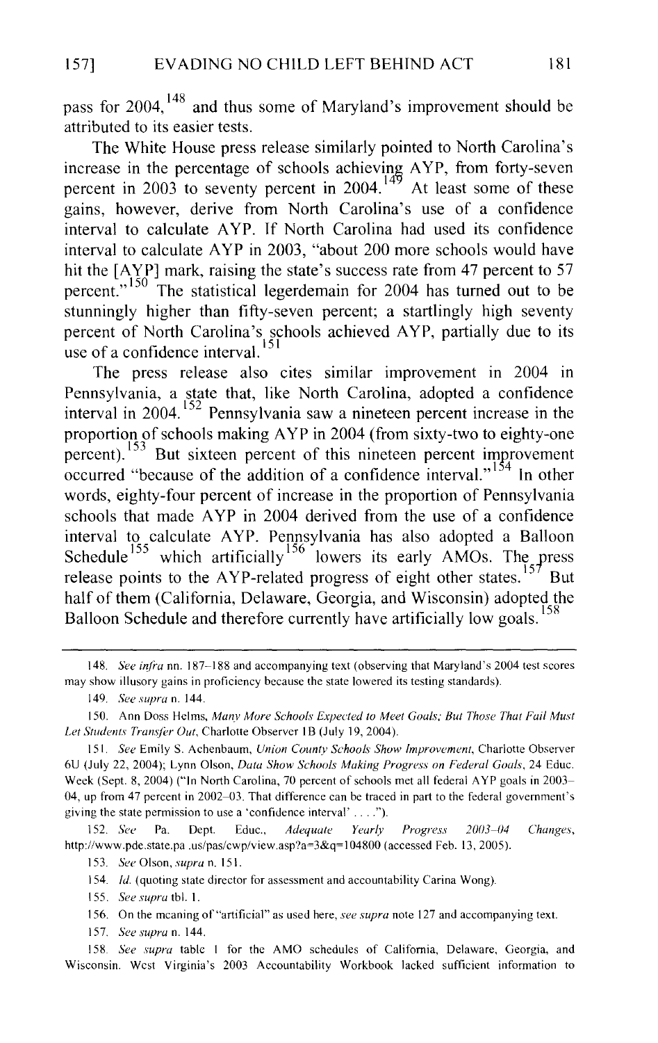pass for 2004,[148] and thus some of Maryland's improvement should be attributed to its easier tests.

The White House press release similarly pointed to North Carolina's increase in the percentage of schools achieving AYP, from forty-seven percent in 2003 to seventy percent in 2004.[149] At least some of these gains, however, derive from North Carolina's use of a confidence interval to calculate AYP. If North Carolina had used its confidence interval to calculate AYP in 2003, "about 200 more schools would have hit the [AYP] mark, raising the state's success rate from 47 percent to 57 percent."[150] The statistical legerdemain for 2004 has turned out to be stunningly higher than fifty-seven percent; a startlingly high seventy percent of North Carolina's schools achieved AYP, partially due to its use of a confidence interval.[151]

The press release also cites similar improvement in 2004 in Pennsylvania, a state that, like North Carolina, adopted a confidence interval in 2004.[152] Pennsylvania saw a nineteen percent increase in the proportion of schools making AYP in 2004 (from sixty-two to eighty-one percent).[153] But sixteen percent of this nineteen percent improvement occurred "because of the addition of a confidence interval."[154] In other words, eighty-four percent of increase in the proportion of Pennsylvania schools that made AYP in 2004 derived from the use of a confidence interval to calculate AYP. Pennsylvania has also adopted a Balloon Schedule[155] which artificially[156] lowers its early AMOs. The press release points to the AYP-related progress of eight other states.[157] But half of them (California, Delaware, Georgia, and Wisconsin) adopted the Balloon Schedule and therefore currently have artificially low goals.[158]

---

148. *See infra* nn. 187–188 and accompanying text (observing that Maryland's 2004 test scores may show illusory gains in proficiency because the state lowered its testing standards).

149. *See supra* n. 144.

150. Ann Doss Helms, *Many More Schools Expected to Meet Goals; But Those That Fail Must Let Students Transfer Out*, Charlotte Observer 1B (July 19, 2004).

151. *See* Emily S. Achenbaum, *Union County Schools Show Improvement*, Charlotte Observer 6U (July 22, 2004); Lynn Olson, *Data Show Schools Making Progress on Federal Goals*, 24 Educ. Week (Sept. 8, 2004) ("In North Carolina, 70 percent of schools met all federal AYP goals in 2003–04, up from 47 percent in 2002–03. That difference can be traced in part to the federal government's giving the state permission to use a 'confidence interval' . . . .").

152. *See* Pa. Dept. Educ., *Adequate Yearly Progress 2003–04 Changes*, http://www.pde.state.pa .us/pas/cwp/view.asp?a=3&q=104800 (accessed Feb. 13, 2005).

153. *See* Olson, *supra* n. 151.

154. *Id.* (quoting state director for assessment and accountability Carina Wong).

155. *See supra* tbl. 1.

156. On the meaning of "artificial" as used here, *see supra* note 127 and accompanying text.

157. *See supra* n. 144.

158. *See supra* table 1 for the AMO schedules of California, Delaware, Georgia, and Wisconsin. West Virginia's 2003 Accountability Workbook lacked sufficient information to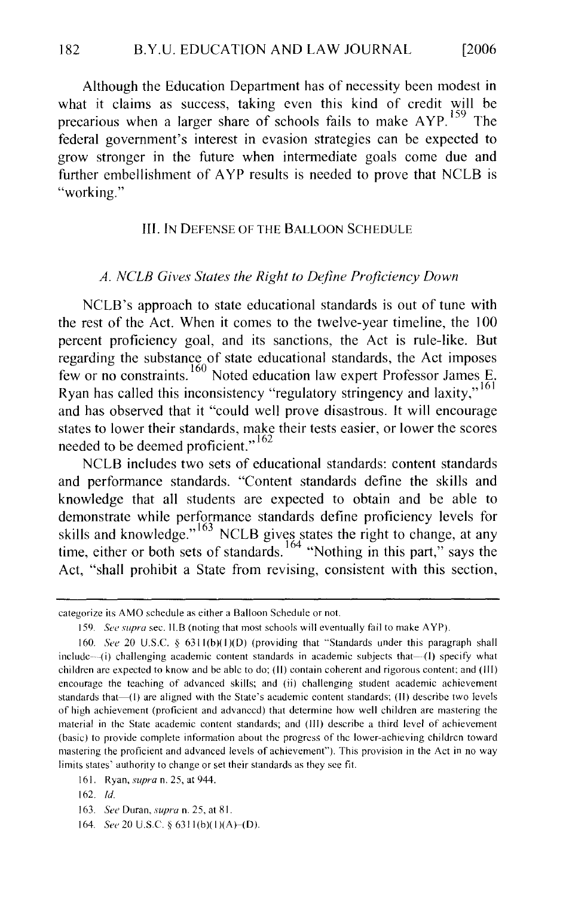Although the Education Department has of necessity been modest in what it claims as success, taking even this kind of credit will be precarious when a larger share of schools fails to make AYP.[159] The federal government's interest in evasion strategies can be expected to grow stronger in the future when intermediate goals come due and further embellishment of AYP results is needed to prove that NCLB is "working."

## III. In Defense of the Balloon Schedule

### *A. NCLB Gives States the Right to Define Proficiency Down*

NCLB's approach to state educational standards is out of tune with the rest of the Act. When it comes to the twelve-year timeline, the 100 percent proficiency goal, and its sanctions, the Act is rule-like. But regarding the substance of state educational standards, the Act imposes few or no constraints.[160] Noted education law expert Professor James E. Ryan has called this inconsistency "regulatory stringency and laxity,"[161] and has observed that it "could well prove disastrous. It will encourage states to lower their standards, make their tests easier, or lower the scores needed to be deemed proficient."[162]

NCLB includes two sets of educational standards: content standards and performance standards. "Content standards define the skills and knowledge that all students are expected to obtain and be able to demonstrate while performance standards define proficiency levels for skills and knowledge."[163] NCLB gives states the right to change, at any time, either or both sets of standards.[164] "Nothing in this part," says the Act, "shall prohibit a State from revising, consistent with this section,

---

categorize its AMO schedule as either a Balloon Schedule or not.

159. *See supra* sec. II.B (noting that most schools will eventually fail to make AYP).

160. *See* 20 U.S.C. § 6311(b)(1)(D) (providing that "Standards under this paragraph shall include—(i) challenging academic content standards in academic subjects that—(I) specify what children are expected to know and be able to do; (II) contain coherent and rigorous content; and (III) encourage the teaching of advanced skills; and (ii) challenging student academic achievement standards that—(I) are aligned with the State's academic content standards; (II) describe two levels of high achievement (proficient and advanced) that determine how well children are mastering the material in the State academic content standards; and (III) describe a third level of achievement (basic) to provide complete information about the progress of the lower-achieving children toward mastering the proficient and advanced levels of achievement"). This provision in the Act in no way limits states' authority to change or set their standards as they see fit.

161. Ryan, *supra* n. 25, at 944.

162. *Id.*

163. *See* Duran, *supra* n. 25, at 81.

164. *See* 20 U.S.C. § 6311(b)(1)(A)–(D).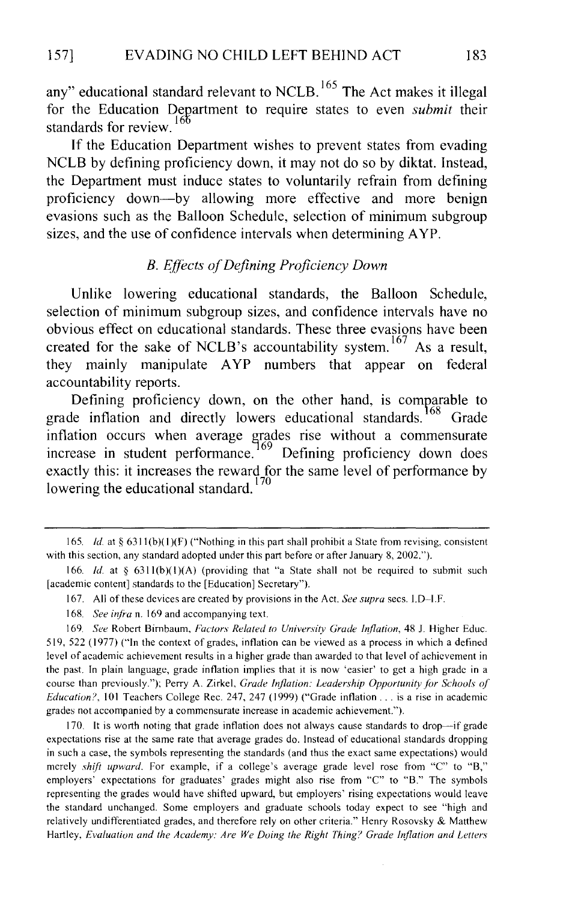any" educational standard relevant to NCLB.[165] The Act makes it illegal for the Education Department to require states to even *submit* their standards for review.[166]

If the Education Department wishes to prevent states from evading NCLB by defining proficiency down, it may not do so by diktat. Instead, the Department must induce states to voluntarily refrain from defining proficiency down—by allowing more effective and more benign evasions such as the Balloon Schedule, selection of minimum subgroup sizes, and the use of confidence intervals when determining AYP.

### *B. Effects of Defining Proficiency Down*

Unlike lowering educational standards, the Balloon Schedule, selection of minimum subgroup sizes, and confidence intervals have no obvious effect on educational standards. These three evasions have been created for the sake of NCLB's accountability system.[167] As a result, they mainly manipulate AYP numbers that appear on federal accountability reports.

Defining proficiency down, on the other hand, is comparable to grade inflation and directly lowers educational standards.[168] Grade inflation occurs when average grades rise without a commensurate increase in student performance.[169] Defining proficiency down does exactly this: it increases the reward for the same level of performance by lowering the educational standard.[170]

---

165. *Id.* at § 6311(b)(1)(F) ("Nothing in this part shall prohibit a State from revising, consistent with this section, any standard adopted under this part before or after January 8, 2002.").

166. *Id.* at § 6311(b)(1)(A) (providing that "a State shall not be required to submit such [academic content] standards to the [Education] Secretary").

167. All of these devices are created by provisions in the Act. *See supra* secs. I.D–I.F.

168. *See infra* n. 169 and accompanying text.

169. *See* Robert Birnbaum, *Factors Related to University Grade Inflation*, 48 J. Higher Educ. 519, 522 (1977) ("In the context of grades, inflation can be viewed as a process in which a defined level of academic achievement results in a higher grade than awarded to that level of achievement in the past. In plain language, grade inflation implies that it is now 'easier' to get a high grade in a course than previously."); Perry A. Zirkel, *Grade Inflation: Leadership Opportunity for Schools of Education?*, 101 Teachers College Rec. 247, 247 (1999) ("Grade inflation . . . is a rise in academic grades not accompanied by a commensurate increase in academic achievement.").

170. It is worth noting that grade inflation does not always cause standards to drop—if grade expectations rise at the same rate that average grades do. Instead of educational standards dropping in such a case, the symbols representing the standards (and thus the exact same expectations) would merely *shift upward*. For example, if a college's average grade level rose from "C" to "B," employers' expectations for graduates' grades might also rise from "C" to "B." The symbols representing the grades would have shifted upward, but employers' rising expectations would leave the standard unchanged. Some employers and graduate schools today expect to see "high and relatively undifferentiated grades, and therefore rely on other criteria." Henry Rosovsky & Matthew Hartley, *Evaluation and the Academy: Are We Doing the Right Thing? Grade Inflation and Letters*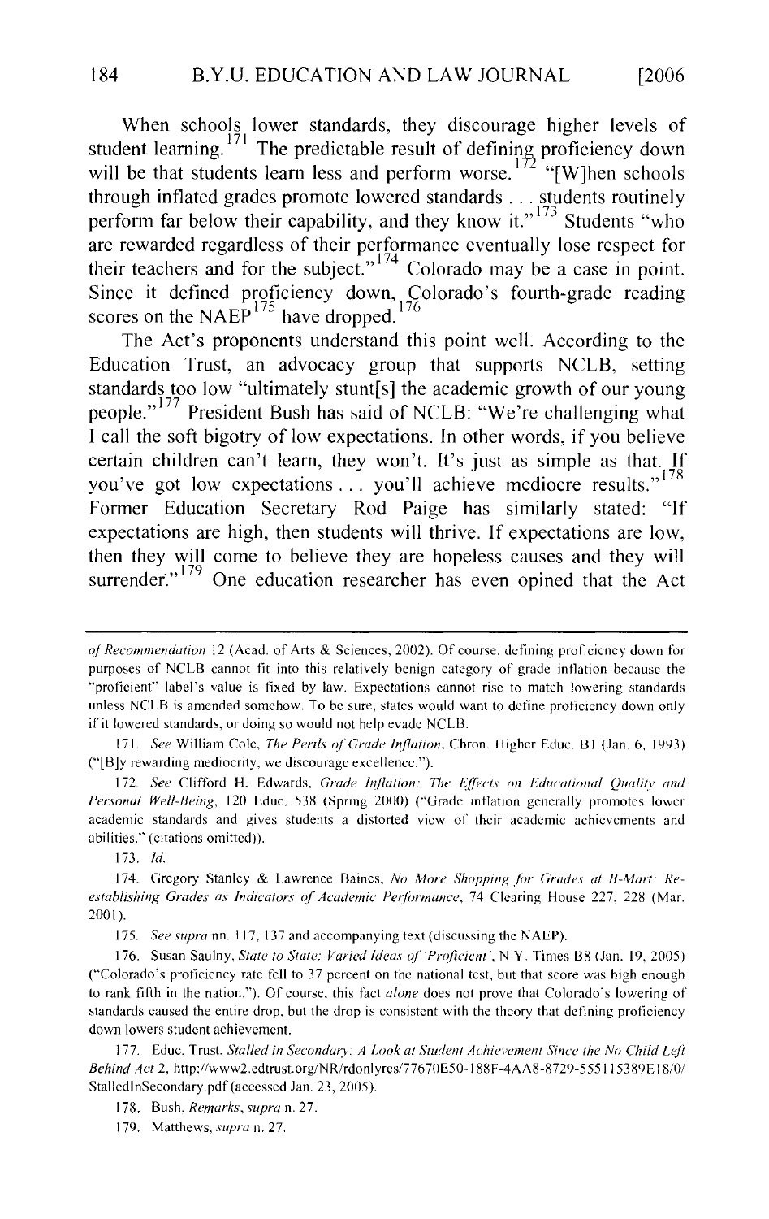When schools lower standards, they discourage higher levels of student learning.[171] The predictable result of defining proficiency down will be that students learn less and perform worse.[172] "[W]hen schools through inflated grades promote lowered standards . . . students routinely perform far below their capability, and they know it."[173] Students "who are rewarded regardless of their performance eventually lose respect for their teachers and for the subject."[174] Colorado may be a case in point. Since it defined proficiency down, Colorado's fourth-grade reading scores on the NAEP[175] have dropped.[176]

The Act's proponents understand this point well. According to the Education Trust, an advocacy group that supports NCLB, setting standards too low "ultimately stunt[s] the academic growth of our young people."[177] President Bush has said of NCLB: "We're challenging what I call the soft bigotry of low expectations. In other words, if you believe certain children can't learn, they won't. It's just as simple as that. If you've got low expectations . . . you'll achieve mediocre results."[178] Former Education Secretary Rod Paige has similarly stated: "If expectations are high, then students will thrive. If expectations are low, then they will come to believe they are hopeless causes and they will surrender."[179] One education researcher has even opined that the Act

---

*of Recommendation* 12 (Acad. of Arts & Sciences, 2002). Of course, defining proficiency down for purposes of NCLB cannot fit into this relatively benign category of grade inflation because the "proficient" label's value is fixed by law. Expectations cannot rise to match lowering standards unless NCLB is amended somehow. To be sure, states would want to define proficiency down only if it lowered standards, or doing so would not help evade NCLB.

171. *See* William Cole, *The Perils of Grade Inflation*, Chron. Higher Educ. B1 (Jan. 6, 1993) ("[B]y rewarding mediocrity, we discourage excellence.").

172. *See* Clifford H. Edwards, *Grade Inflation: The Effects on Educational Quality and Personal Well-Being*, 120 Educ. 538 (Spring 2000) ("Grade inflation generally promotes lower academic standards and gives students a distorted view of their academic achievements and abilities." (citations omitted)).

173. *Id.*

174. Gregory Stanley & Lawrence Baines, *No More Shopping for Grades at B-Mart: Re-establishing Grades as Indicators of Academic Performance*, 74 Clearing House 227, 228 (Mar. 2001).

175. *See supra* nn. 117, 137 and accompanying text (discussing the NAEP).

176. Susan Saulny, *State to State: Varied Ideas of 'Proficient'*, N.Y. Times B8 (Jan. 19, 2005) ("Colorado's proficiency rate fell to 37 percent on the national test, but that score was high enough to rank fifth in the nation."). Of course, this fact *alone* does not prove that Colorado's lowering of standards caused the entire drop, but the drop is consistent with the theory that defining proficiency down lowers student achievement.

177. Educ. Trust, *Stalled in Secondary: A Look at Student Achievement Since the No Child Left Behind Act* 2, http://www2.edtrust.org/NR/rdonlyres/77670E50-188F-4AA8-8729-555115389E18/0/StalledInSecondary.pdf (accessed Jan. 23, 2005).

178. Bush, *Remarks*, *supra* n. 27.

179. Matthews, *supra* n. 27.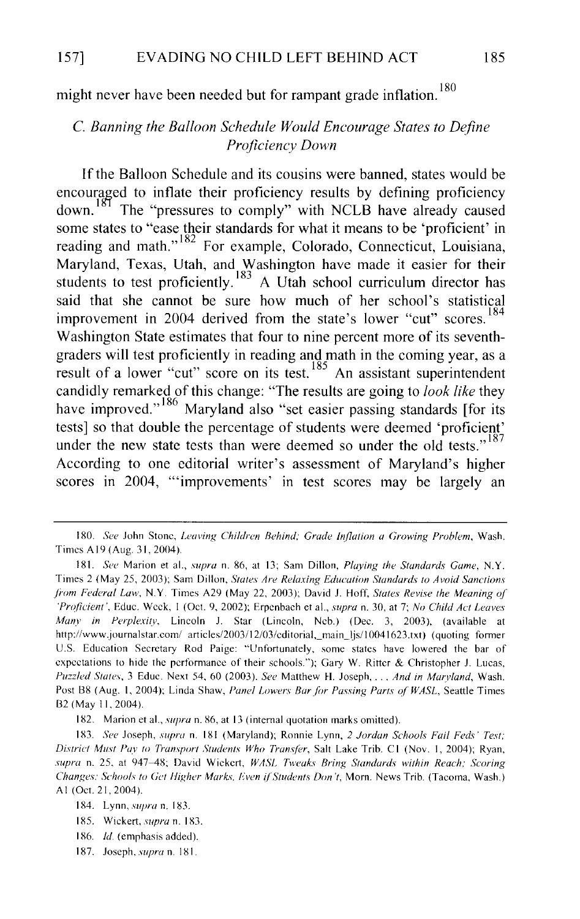might never have been needed but for rampant grade inflation.[180]

### C. Banning the Balloon Schedule Would Encourage States to Define Proficiency Down

If the Balloon Schedule and its cousins were banned, states would be encouraged to inflate their proficiency results by defining proficiency down.[181] The "pressures to comply" with NCLB have already caused some states to "ease their standards for what it means to be 'proficient' in reading and math."[182] For example, Colorado, Connecticut, Louisiana, Maryland, Texas, Utah, and Washington have made it easier for their students to test proficiently.[183] A Utah school curriculum director has said that she cannot be sure how much of her school's statistical improvement in 2004 derived from the state's lower "cut" scores.[184] Washington State estimates that four to nine percent more of its seventh-graders will test proficiently in reading and math in the coming year, as a result of a lower "cut" score on its test.[185] An assistant superintendent candidly remarked of this change: "The results are going to *look like* they have improved."[186] Maryland also "set easier passing standards [for its tests] so that double the percentage of students were deemed 'proficient' under the new state tests than were deemed so under the old tests."[187] According to one editorial writer's assessment of Maryland's higher scores in 2004, "'improvements' in test scores may be largely an

---

180. *See* John Stone, *Leaving Children Behind; Grade Inflation a Growing Problem*, Wash. Times A19 (Aug. 31, 2004).

181. *See* Marion et al., *supra* n. 86, at 13; Sam Dillon, *Playing the Standards Game*, N.Y. Times 2 (May 25, 2003); Sam Dillon, *States Are Relaxing Education Standards to Avoid Sanctions from Federal Law*, N.Y. Times A29 (May 22, 2003); David J. Hoff, *States Revise the Meaning of 'Proficient'*, Educ. Week, 1 (Oct. 9, 2002); Erpenbach et al., *supra* n. 30, at 7; *No Child Act Leaves Many in Perplexity*, Lincoln J. Star (Lincoln, Neb.) (Dec. 3, 2003), (available at http://www.journalstar.com/ articles/2003/12/03/editorial_main_ljs/10041623.txt) (quoting former U.S. Education Secretary Rod Paige: "Unfortunately, some states have lowered the bar of expectations to hide the performance of their schools."); Gary W. Ritter & Christopher J. Lucas, *Puzzled States*, 3 Educ. Next 54, 60 (2003). *See* Matthew H. Joseph, *. . . And in Maryland*, Wash. Post B8 (Aug. 1, 2004); Linda Shaw, *Panel Lowers Bar for Passing Parts of WASL*, Seattle Times B2 (May 11, 2004).

182. Marion et al, *supra* n. 86, at 13 (internal quotation marks omitted).

183. *See* Joseph, *supra* n. 181 (Maryland); Ronnie Lynn, *2 Jordan Schools Fail Feds' Test; District Must Pay to Transport Students Who Transfer*, Salt Lake Trib. C1 (Nov. 1, 2004); Ryan, *supra* n. 25, at 947–48; David Wickert, *WASL Tweaks Bring Standards within Reach; Scoring Changes: Schools to Get Higher Marks, Even if Students Don't*, Morn. News Trib. (Tacoma, Wash.) A1 (Oct. 21, 2004).

184. Lynn, *supra* n. 183.

185. Wickert, *supra* n. 183.

186. *Id.* (emphasis added).

187. Joseph, *supra* n. 181.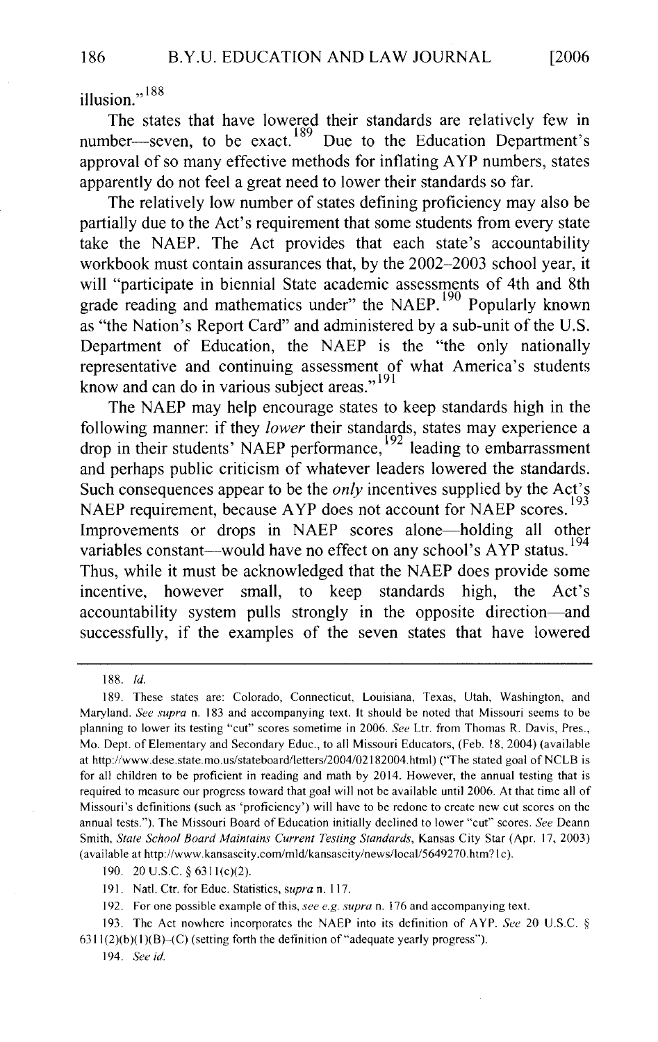illusion."[188]

The states that have lowered their standards are relatively few in number—seven, to be exact.[189] Due to the Education Department's approval of so many effective methods for inflating AYP numbers, states apparently do not feel a great need to lower their standards so far.

The relatively low number of states defining proficiency may also be partially due to the Act's requirement that some students from every state take the NAEP. The Act provides that each state's accountability workbook must contain assurances that, by the 2002–2003 school year, it will "participate in biennial State academic assessments of 4th and 8th grade reading and mathematics under" the NAEP.[190] Popularly known as "the Nation's Report Card" and administered by a sub-unit of the U.S. Department of Education, the NAEP is the "the only nationally representative and continuing assessment of what America's students know and can do in various subject areas."[191]

The NAEP may help encourage states to keep standards high in the following manner: if they *lower* their standards, states may experience a drop in their students' NAEP performance,[192] leading to embarrassment and perhaps public criticism of whatever leaders lowered the standards. Such consequences appear to be the *only* incentives supplied by the Act's NAEP requirement, because AYP does not account for NAEP scores.[193] Improvements or drops in NAEP scores alone—holding all other variables constant—would have no effect on any school's AYP status.[194] Thus, while it must be acknowledged that the NAEP does provide some incentive, however small, to keep standards high, the Act's accountability system pulls strongly in the opposite direction—and successfully, if the examples of the seven states that have lowered

---

188. *Id.*

189. These states are: Colorado, Connecticut, Louisiana, Texas, Utah, Washington, and Maryland. *See supra* n. 183 and accompanying text. It should be noted that Missouri seems to be planning to lower its testing "cut" scores sometime in 2006. *See* Ltr. from Thomas R. Davis, Pres., Mo. Dept. of Elementary and Secondary Educ., to all Missouri Educators, (Feb. 18, 2004) (available at http://www.dese.state.mo.us/stateboard/letters/2004/02182004.html) ("The stated goal of NCLB is for all children to be proficient in reading and math by 2014. However, the annual testing that is required to measure our progress toward that goal will not be available until 2006. At that time all of Missouri's definitions (such as 'proficiency') will have to be redone to create new cut scores on the annual tests."). The Missouri Board of Education initially declined to lower "cut" scores. *See* Deann Smith, *State School Board Maintains Current Testing Standards*, Kansas City Star (Apr. 17, 2003) (available at http://www.kansascity.com/mld/kansascity/news/local/5649270.htm?1c).

190. 20 U.S.C. § 6311(c)(2).

191. Natl. Ctr. for Educ. Statistics, *supra* n. 117.

192. For one possible example of this, *see e.g. supra* n. 176 and accompanying text.

193. The Act nowhere incorporates the NAEP into its definition of AYP. *See* 20 U.S.C. § 6311(2)(b)(1)(B)–(C) (setting forth the definition of "adequate yearly progress").

194. *See id.*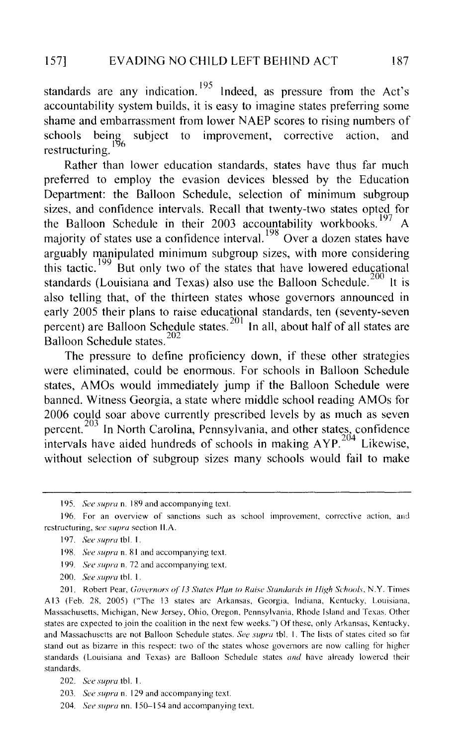standards are any indication.[195] Indeed, as pressure from the Act's accountability system builds, it is easy to imagine states preferring some shame and embarrassment from lower NAEP scores to rising numbers of schools being subject to improvement, corrective action, and restructuring.[196]

Rather than lower education standards, states have thus far much preferred to employ the evasion devices blessed by the Education Department: the Balloon Schedule, selection of minimum subgroup sizes, and confidence intervals. Recall that twenty-two states opted for the Balloon Schedule in their 2003 accountability workbooks.[197] A majority of states use a confidence interval.[198] Over a dozen states have arguably manipulated minimum subgroup sizes, with more considering this tactic.[199] But only two of the states that have lowered educational standards (Louisiana and Texas) also use the Balloon Schedule.[200] It is also telling that, of the thirteen states whose governors announced in early 2005 their plans to raise educational standards, ten (seventy-seven percent) are Balloon Schedule states.[201] In all, about half of all states are Balloon Schedule states.[202]

The pressure to define proficiency down, if these other strategies were eliminated, could be enormous. For schools in Balloon Schedule states, AMOs would immediately jump if the Balloon Schedule were banned. Witness Georgia, a state where middle school reading AMOs for 2006 could soar above currently prescribed levels by as much as seven percent.[203] In North Carolina, Pennsylvania, and other states, confidence intervals have aided hundreds of schools in making AYP.[204] Likewise, without selection of subgroup sizes many schools would fail to make

---

195. *See supra* n. 189 and accompanying text.

196. For an overview of sanctions such as school improvement, corrective action, and restructuring, *see supra* section II.A.

197. *See supra* tbl. 1.

198. *See supra* n. 81 and accompanying text.

199. *See supra* n. 72 and accompanying text.

200. *See supra* tbl. 1.

201. Robert Pear, *Governors of 13 States Plan to Raise Standards in High Schools*, N.Y. Times A13 (Feb. 28, 2005) ("The 13 states are Arkansas, Georgia, Indiana, Kentucky, Louisiana, Massachusetts, Michigan, New Jersey, Ohio, Oregon, Pennsylvania, Rhode Island and Texas. Other states are expected to join the coalition in the next few weeks.") Of these, only Arkansas, Kentucky, and Massachusetts are not Balloon Schedule states. *See supra* tbl. 1. The lists of states cited so far stand out as bizarre in this respect: two of the states whose governors are now calling for higher standards (Louisiana and Texas) are Balloon Schedule states *and* have already lowered their standards.

202. *See supra* tbl. 1.

203. *See supra* n. 129 and accompanying text.

204. *See supra* nn. 150–154 and accompanying text.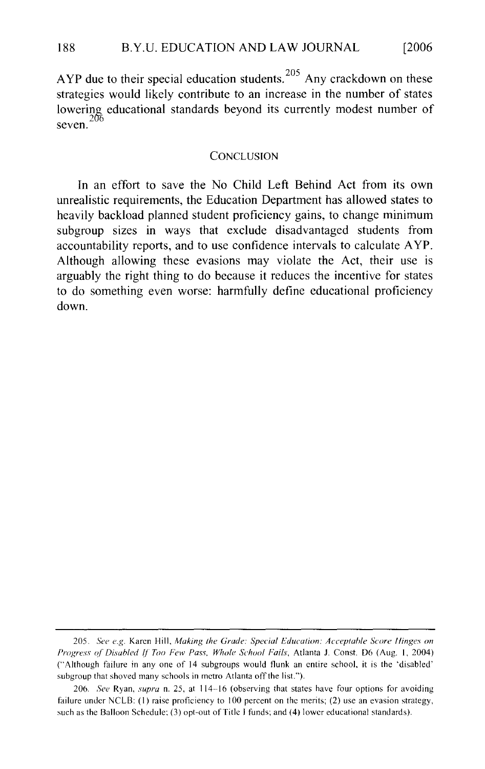AYP due to their special education students.[205] Any crackdown on these strategies would likely contribute to an increase in the number of states lowering educational standards beyond its currently modest number of seven.[206]

## CONCLUSION

In an effort to save the No Child Left Behind Act from its own unrealistic requirements, the Education Department has allowed states to heavily backload planned student proficiency gains, to change minimum subgroup sizes in ways that exclude disadvantaged students from accountability reports, and to use confidence intervals to calculate AYP. Although allowing these evasions may violate the Act, their use is arguably the right thing to do because it reduces the incentive for states to do something even worse: harmfully define educational proficiency down.

---

205. *See e.g.* Karen Hill, *Making the Grade: Special Education: Acceptable Score Hinges on Progress of Disabled If Too Few Pass, Whole School Fails*, Atlanta J. Const. D6 (Aug. 1, 2004) ("Although failure in any one of 14 subgroups would flunk an entire school, it is the 'disabled' subgroup that shoved many schools in metro Atlanta off the list.").

206. *See* Ryan, *supra* n. 25, at 114–16 (observing that states have four options for avoiding failure under NCLB: (1) raise proficiency to 100 percent on the merits; (2) use an evasion strategy, such as the Balloon Schedule; (3) opt-out of Title I funds; and (4) lower educational standards).